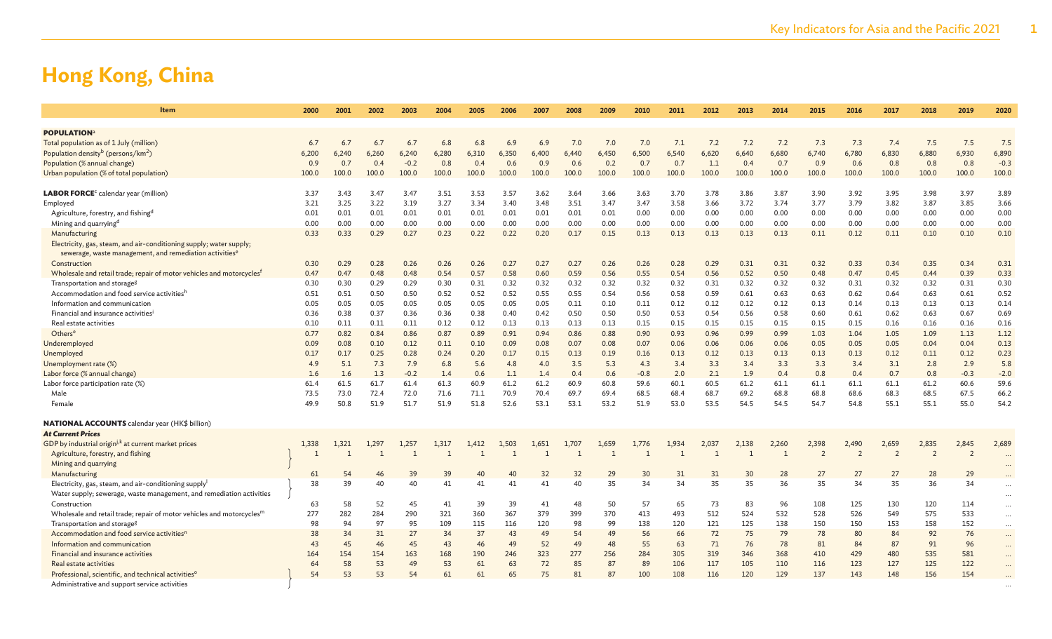# Hong Kong, China

| Item | 2000 | 2001 | 2002 | 2003 | 2004 | 2005 | 2006 | 2007 | 2008 | 2009 | 2010 | 2011 | 2012 | 2013 | 2014 | 2015 | 2016 | 2017 | 2018 | 2019 | 2020 |
|---|---|---|---|---|---|---|---|---|---|---|---|---|---|---|---|---|---|---|---|---|---|
| **POPULATION**[a] | | | | | | | | | | | | | | | | | | | | | |
| Total population as of 1 July (million) | 6.7 | 6.7 | 6.7 | 6.7 | 6.8 | 6.8 | 6.9 | 6.9 | 7.0 | 7.0 | 7.0 | 7.1 | 7.2 | 7.2 | 7.2 | 7.3 | 7.3 | 7.4 | 7.5 | 7.5 | 7.5 |
| Population density[b] (persons/km$^2$) | 6,200 | 6,240 | 6,260 | 6,240 | 6,280 | 6,310 | 6,350 | 6,400 | 6,440 | 6,450 | 6,500 | 6,540 | 6,620 | 6,640 | 6,680 | 6,740 | 6,780 | 6,830 | 6,880 | 6,930 | 6,890 |
| Population (% annual change) | 0.9 | 0.7 | 0.4 | -0.2 | 0.8 | 0.4 | 0.6 | 0.9 | 0.6 | 0.2 | 0.7 | 0.7 | 1.1 | 0.4 | 0.7 | 0.9 | 0.6 | 0.8 | 0.8 | 0.8 | -0.3 |
| Urban population (% of total population) | 100.0 | 100.0 | 100.0 | 100.0 | 100.0 | 100.0 | 100.0 | 100.0 | 100.0 | 100.0 | 100.0 | 100.0 | 100.0 | 100.0 | 100.0 | 100.0 | 100.0 | 100.0 | 100.0 | 100.0 | 100.0 |
| **LABOR FORCE**[c] calendar year (million) | 3.37 | 3.43 | 3.47 | 3.47 | 3.51 | 3.53 | 3.57 | 3.62 | 3.64 | 3.66 | 3.63 | 3.70 | 3.78 | 3.86 | 3.87 | 3.90 | 3.92 | 3.95 | 3.98 | 3.97 | 3.89 |
| Employed | 3.21 | 3.25 | 3.22 | 3.19 | 3.27 | 3.34 | 3.40 | 3.48 | 3.51 | 3.47 | 3.47 | 3.58 | 3.66 | 3.72 | 3.74 | 3.77 | 3.79 | 3.82 | 3.87 | 3.85 | 3.66 |
| Agriculture, forestry, and fishing[d] | 0.01 | 0.01 | 0.01 | 0.01 | 0.01 | 0.01 | 0.01 | 0.01 | 0.01 | 0.01 | 0.00 | 0.00 | 0.00 | 0.00 | 0.00 | 0.00 | 0.00 | 0.00 | 0.00 | 0.00 | 0.00 |
| Mining and quarrying[d] | 0.00 | 0.00 | 0.00 | 0.00 | 0.00 | 0.00 | 0.00 | 0.00 | 0.00 | 0.00 | 0.00 | 0.00 | 0.00 | 0.00 | 0.00 | 0.00 | 0.00 | 0.00 | 0.00 | 0.00 | 0.00 |
| Manufacturing | 0.33 | 0.33 | 0.29 | 0.27 | 0.23 | 0.22 | 0.22 | 0.20 | 0.17 | 0.15 | 0.13 | 0.13 | 0.13 | 0.13 | 0.13 | 0.11 | 0.12 | 0.11 | 0.10 | 0.10 | 0.10 |
| Electricity, gas, steam, and air-conditioning supply; water supply; sewerage, waste management, and remediation activities[e] | | | | | | | | | | | | | | | | | | | | | |
| Construction | 0.30 | 0.29 | 0.28 | 0.26 | 0.26 | 0.26 | 0.27 | 0.27 | 0.27 | 0.26 | 0.26 | 0.28 | 0.29 | 0.31 | 0.31 | 0.32 | 0.33 | 0.34 | 0.35 | 0.34 | 0.31 |
| Wholesale and retail trade; repair of motor vehicles and motorcycles[f] | 0.47 | 0.47 | 0.48 | 0.48 | 0.54 | 0.57 | 0.58 | 0.60 | 0.59 | 0.56 | 0.55 | 0.54 | 0.56 | 0.52 | 0.50 | 0.48 | 0.47 | 0.45 | 0.44 | 0.39 | 0.33 |
| Transportation and storage[g] | 0.30 | 0.30 | 0.29 | 0.29 | 0.30 | 0.31 | 0.32 | 0.32 | 0.32 | 0.32 | 0.32 | 0.32 | 0.31 | 0.32 | 0.32 | 0.32 | 0.31 | 0.32 | 0.32 | 0.31 | 0.30 |
| Accommodation and food service activities[h] | 0.51 | 0.51 | 0.50 | 0.50 | 0.52 | 0.52 | 0.52 | 0.55 | 0.55 | 0.54 | 0.56 | 0.58 | 0.59 | 0.61 | 0.63 | 0.63 | 0.62 | 0.64 | 0.63 | 0.61 | 0.52 |
| Information and communication | 0.05 | 0.05 | 0.05 | 0.05 | 0.05 | 0.05 | 0.05 | 0.05 | 0.11 | 0.10 | 0.11 | 0.12 | 0.12 | 0.12 | 0.12 | 0.13 | 0.14 | 0.13 | 0.13 | 0.13 | 0.14 |
| Financial and insurance activities[i] | 0.36 | 0.38 | 0.37 | 0.36 | 0.36 | 0.38 | 0.40 | 0.42 | 0.50 | 0.50 | 0.50 | 0.53 | 0.54 | 0.56 | 0.58 | 0.60 | 0.61 | 0.62 | 0.63 | 0.67 | 0.69 |
| Real estate activities | 0.10 | 0.11 | 0.11 | 0.11 | 0.12 | 0.12 | 0.13 | 0.13 | 0.13 | 0.13 | 0.15 | 0.15 | 0.15 | 0.15 | 0.15 | 0.15 | 0.15 | 0.16 | 0.16 | 0.16 | 0.16 |
| Others[e] | 0.77 | 0.82 | 0.84 | 0.86 | 0.87 | 0.89 | 0.91 | 0.94 | 0.86 | 0.88 | 0.90 | 0.93 | 0.96 | 0.99 | 0.99 | 1.03 | 1.04 | 1.05 | 1.09 | 1.13 | 1.12 |
| Underemployed | 0.09 | 0.08 | 0.10 | 0.12 | 0.11 | 0.10 | 0.09 | 0.08 | 0.07 | 0.08 | 0.07 | 0.06 | 0.06 | 0.06 | 0.06 | 0.05 | 0.05 | 0.05 | 0.04 | 0.04 | 0.13 |
| Unemployed | 0.17 | 0.17 | 0.25 | 0.28 | 0.24 | 0.20 | 0.17 | 0.15 | 0.13 | 0.19 | 0.16 | 0.13 | 0.12 | 0.13 | 0.13 | 0.13 | 0.13 | 0.12 | 0.11 | 0.12 | 0.23 |
| Unemployment rate (%) | 4.9 | 5.1 | 7.3 | 7.9 | 6.8 | 5.6 | 4.8 | 4.0 | 3.5 | 5.3 | 4.3 | 3.4 | 3.3 | 3.4 | 3.3 | 3.3 | 3.4 | 3.1 | 2.8 | 2.9 | 5.8 |
| Labor force (% annual change) | 1.6 | 1.6 | 1.3 | -0.2 | 1.4 | 0.6 | 1.1 | 1.4 | 0.4 | 0.6 | -0.8 | 2.0 | 2.1 | 1.9 | 0.4 | 0.8 | 0.4 | 0.7 | 0.8 | -0.3 | -2.0 |
| Labor force participation rate (%) | 61.4 | 61.5 | 61.7 | 61.4 | 61.3 | 60.9 | 61.2 | 61.2 | 60.9 | 60.8 | 59.6 | 60.1 | 60.5 | 61.2 | 61.1 | 61.1 | 61.1 | 61.1 | 61.2 | 60.6 | 59.6 |
| Male | 73.5 | 73.0 | 72.4 | 72.0 | 71.6 | 71.1 | 70.9 | 70.4 | 69.7 | 69.4 | 68.5 | 68.4 | 68.7 | 69.2 | 68.8 | 68.8 | 68.6 | 68.3 | 68.5 | 67.5 | 66.2 |
| Female | 49.9 | 50.8 | 51.9 | 51.7 | 51.9 | 51.8 | 52.6 | 53.1 | 53.1 | 53.2 | 51.9 | 53.0 | 53.5 | 54.5 | 54.5 | 54.7 | 54.8 | 55.1 | 55.1 | 55.0 | 54.2 |
| **NATIONAL ACCOUNTS** calendar year (HK$ billion) | | | | | | | | | | | | | | | | | | | | | |
| ***At Current Prices*** | | | | | | | | | | | | | | | | | | | | | |
| GDP by industrial origin[j,k] at current market prices | 1,338 | 1,321 | 1,297 | 1,257 | 1,317 | 1,412 | 1,503 | 1,651 | 1,707 | 1,659 | 1,776 | 1,934 | 2,037 | 2,138 | 2,260 | 2,398 | 2,490 | 2,659 | 2,835 | 2,845 | 2,689 |
| Agriculture, forestry, and fishing / Mining and quarrying | 1 | 1 | 1 | 1 | 1 | 1 | 1 | 1 | 1 | 1 | 1 | 1 | 1 | 1 | 1 | 2 | 2 | 2 | 2 | 2 | … |
| Manufacturing | 61 | 54 | 46 | 39 | 39 | 40 | 40 | 32 | 32 | 29 | 30 | 31 | 31 | 30 | 28 | 27 | 27 | 27 | 28 | 29 | … |
| Electricity, gas, steam, and air-conditioning supply[l] / Water supply; sewerage, waste management, and remediation activities | 38 | 39 | 40 | 40 | 41 | 41 | 41 | 41 | 40 | 35 | 34 | 34 | 35 | 35 | 36 | 35 | 34 | 35 | 36 | 34 | … |
| Construction | 63 | 58 | 52 | 45 | 41 | 39 | 39 | 41 | 48 | 50 | 57 | 65 | 73 | 83 | 96 | 108 | 125 | 130 | 120 | 114 | … |
| Wholesale and retail trade; repair of motor vehicles and motorcycles[m] | 277 | 282 | 284 | 290 | 321 | 360 | 367 | 379 | 399 | 370 | 413 | 493 | 512 | 524 | 532 | 528 | 526 | 549 | 575 | 533 | … |
| Transportation and storage[g] | 98 | 94 | 97 | 95 | 109 | 115 | 116 | 120 | 98 | 99 | 138 | 120 | 121 | 125 | 138 | 150 | 150 | 153 | 158 | 152 | … |
| Accommodation and food service activities[n] | 38 | 34 | 31 | 27 | 34 | 37 | 43 | 49 | 54 | 49 | 56 | 66 | 72 | 75 | 79 | 78 | 80 | 84 | 92 | 76 | … |
| Information and communication | 43 | 45 | 46 | 45 | 43 | 46 | 49 | 52 | 49 | 48 | 55 | 63 | 71 | 76 | 78 | 81 | 84 | 87 | 91 | 96 | … |
| Financial and insurance activities | 164 | 154 | 154 | 163 | 168 | 190 | 246 | 323 | 277 | 256 | 284 | 305 | 319 | 346 | 368 | 410 | 429 | 480 | 535 | 581 | … |
| Real estate activities | 64 | 58 | 53 | 49 | 53 | 61 | 63 | 72 | 85 | 87 | 89 | 106 | 117 | 105 | 110 | 116 | 123 | 127 | 125 | 122 | … |
| Professional, scientific, and technical activities[o] / Administrative and support service activities | 54 | 53 | 53 | 54 | 61 | 61 | 65 | 75 | 81 | 87 | 100 | 108 | 116 | 120 | 129 | 137 | 143 | 148 | 156 | 154 | … |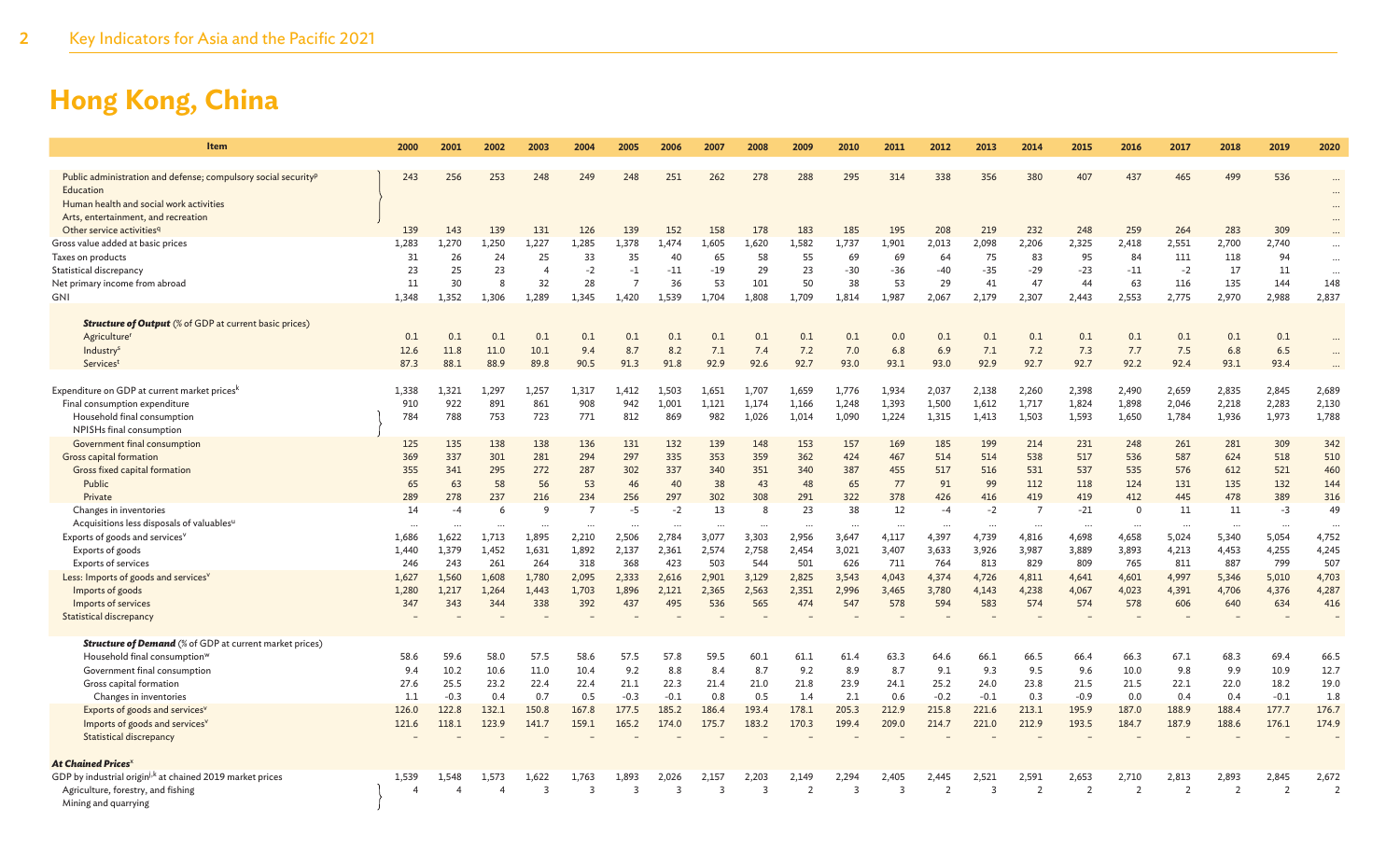# Hong Kong, China

| Item | 2000 | 2001 | 2002 | 2003 | 2004 | 2005 | 2006 | 2007 | 2008 | 2009 | 2010 | 2011 | 2012 | 2013 | 2014 | 2015 | 2016 | 2017 | 2018 | 2019 | 2020 |
|---|---|---|---|---|---|---|---|---|---|---|---|---|---|---|---|---|---|---|---|---|---|
| Public administration and defense; compulsory social security[p] Education Human health and social work activities Arts, entertainment, and recreation | 243 | 256 | 253 | 248 | 249 | 248 | 251 | 262 | 278 | 288 | 295 | 314 | 338 | 356 | 380 | 407 | 437 | 465 | 499 | 536 | … |
| Other service activities[q] | 139 | 143 | 139 | 131 | 126 | 139 | 152 | 158 | 178 | 183 | 185 | 195 | 208 | 219 | 232 | 248 | 259 | 264 | 283 | 309 | … |
| Gross value added at basic prices | 1,283 | 1,270 | 1,250 | 1,227 | 1,285 | 1,378 | 1,474 | 1,605 | 1,620 | 1,582 | 1,737 | 1,901 | 2,013 | 2,098 | 2,206 | 2,325 | 2,418 | 2,551 | 2,700 | 2,740 | … |
| Taxes on products | 31 | 26 | 24 | 25 | 33 | 35 | 40 | 65 | 58 | 55 | 69 | 69 | 64 | 75 | 83 | 95 | 84 | 111 | 118 | 94 | … |
| Statistical discrepancy | 23 | 25 | 23 | 4 | -2 | -1 | -11 | -19 | 29 | 23 | -30 | -36 | -40 | -35 | -29 | -23 | -11 | -2 | 17 | 11 | … |
| Net primary income from abroad | 11 | 30 | 8 | 32 | 28 | 7 | 36 | 53 | 101 | 50 | 38 | 53 | 29 | 41 | 47 | 44 | 63 | 116 | 135 | 144 | 148 |
| GNI | 1,348 | 1,352 | 1,306 | 1,289 | 1,345 | 1,420 | 1,539 | 1,704 | 1,808 | 1,709 | 1,814 | 1,987 | 2,067 | 2,179 | 2,307 | 2,443 | 2,553 | 2,775 | 2,970 | 2,988 | 2,837 |
| ***Structure of Output*** (% of GDP at current basic prices) | | | | | | | | | | | | | | | | | | | | | |
| Agriculture[r] | 0.1 | 0.1 | 0.1 | 0.1 | 0.1 | 0.1 | 0.1 | 0.1 | 0.1 | 0.1 | 0.1 | 0.0 | 0.1 | 0.1 | 0.1 | 0.1 | 0.1 | 0.1 | 0.1 | 0.1 | … |
| Industry[s] | 12.6 | 11.8 | 11.0 | 10.1 | 9.4 | 8.7 | 8.2 | 7.1 | 7.4 | 7.2 | 7.0 | 6.8 | 6.9 | 7.1 | 7.2 | 7.3 | 7.7 | 7.5 | 6.8 | 6.5 | … |
| Services[t] | 87.3 | 88.1 | 88.9 | 89.8 | 90.5 | 91.3 | 91.8 | 92.9 | 92.6 | 92.7 | 93.0 | 93.1 | 93.0 | 92.9 | 92.7 | 92.7 | 92.2 | 92.4 | 93.1 | 93.4 | … |
| Expenditure on GDP at current market prices[k] | 1,338 | 1,321 | 1,297 | 1,257 | 1,317 | 1,412 | 1,503 | 1,651 | 1,707 | 1,659 | 1,776 | 1,934 | 2,037 | 2,138 | 2,260 | 2,398 | 2,490 | 2,659 | 2,835 | 2,845 | 2,689 |
| Final consumption expenditure | 910 | 922 | 891 | 861 | 908 | 942 | 1,001 | 1,121 | 1,174 | 1,166 | 1,248 | 1,393 | 1,500 | 1,612 | 1,717 | 1,824 | 1,898 | 2,046 | 2,218 | 2,283 | 2,130 |
| Household final consumption NPISHs final consumption | 784 | 788 | 753 | 723 | 771 | 812 | 869 | 982 | 1,026 | 1,014 | 1,090 | 1,224 | 1,315 | 1,413 | 1,503 | 1,593 | 1,650 | 1,784 | 1,936 | 1,973 | 1,788 |
| Government final consumption | 125 | 135 | 138 | 138 | 136 | 131 | 132 | 139 | 148 | 153 | 157 | 169 | 185 | 199 | 214 | 231 | 248 | 261 | 281 | 309 | 342 |
| Gross capital formation | 369 | 337 | 301 | 281 | 294 | 297 | 335 | 353 | 359 | 362 | 424 | 467 | 514 | 514 | 538 | 517 | 536 | 587 | 624 | 518 | 510 |
| Gross fixed capital formation | 355 | 341 | 295 | 272 | 287 | 302 | 337 | 340 | 351 | 340 | 387 | 455 | 517 | 516 | 531 | 537 | 535 | 576 | 612 | 521 | 460 |
| Public | 65 | 63 | 58 | 56 | 53 | 46 | 40 | 38 | 43 | 48 | 65 | 77 | 91 | 99 | 112 | 118 | 124 | 131 | 135 | 132 | 144 |
| Private | 289 | 278 | 237 | 216 | 234 | 256 | 297 | 302 | 308 | 291 | 322 | 378 | 426 | 416 | 419 | 419 | 412 | 445 | 478 | 389 | 316 |
| Changes in inventories | 14 | -4 | 6 | 9 | 7 | -5 | -2 | 13 | 8 | 23 | 38 | 12 | -4 | -2 | 7 | -21 | 0 | 11 | 11 | -3 | 49 |
| Acquisitions less disposals of valuables[u] | … | … | … | … | … | … | … | … | … | … | … | … | … | … | … | … | … | … | … | … | … |
| Exports of goods and services[v] | 1,686 | 1,622 | 1,713 | 1,895 | 2,210 | 2,506 | 2,784 | 3,077 | 3,303 | 2,956 | 3,647 | 4,117 | 4,397 | 4,739 | 4,816 | 4,698 | 4,658 | 5,024 | 5,340 | 5,054 | 4,752 |
| Exports of goods | 1,440 | 1,379 | 1,452 | 1,631 | 1,892 | 2,137 | 2,361 | 2,574 | 2,758 | 2,454 | 3,021 | 3,407 | 3,633 | 3,926 | 3,987 | 3,889 | 3,893 | 4,213 | 4,453 | 4,255 | 4,245 |
| Exports of services | 246 | 243 | 261 | 264 | 318 | 368 | 423 | 503 | 544 | 501 | 626 | 711 | 764 | 813 | 829 | 809 | 765 | 811 | 887 | 799 | 507 |
| Less: Imports of goods and services[v] | 1,627 | 1,560 | 1,608 | 1,780 | 2,095 | 2,333 | 2,616 | 2,901 | 3,129 | 2,825 | 3,543 | 4,043 | 4,374 | 4,726 | 4,811 | 4,641 | 4,601 | 4,997 | 5,346 | 5,010 | 4,703 |
| Imports of goods | 1,280 | 1,217 | 1,264 | 1,443 | 1,703 | 1,896 | 2,121 | 2,365 | 2,563 | 2,351 | 2,996 | 3,465 | 3,780 | 4,143 | 4,238 | 4,067 | 4,023 | 4,391 | 4,706 | 4,376 | 4,287 |
| Imports of services | 347 | 343 | 344 | 338 | 392 | 437 | 495 | 536 | 565 | 474 | 547 | 578 | 594 | 583 | 574 | 574 | 578 | 606 | 640 | 634 | 416 |
| Statistical discrepancy | – | – | – | – | – | – | – | – | – | – | – | – | – | – | – | – | – | – | – | – | – |
| ***Structure of Demand*** (% of GDP at current market prices) | | | | | | | | | | | | | | | | | | | | | |
| Household final consumption[w] | 58.6 | 59.6 | 58.0 | 57.5 | 58.6 | 57.5 | 57.8 | 59.5 | 60.1 | 61.1 | 61.4 | 63.3 | 64.6 | 66.1 | 66.5 | 66.4 | 66.3 | 67.1 | 68.3 | 69.4 | 66.5 |
| Government final consumption | 9.4 | 10.2 | 10.6 | 11.0 | 10.4 | 9.2 | 8.8 | 8.4 | 8.7 | 9.2 | 8.9 | 8.7 | 9.1 | 9.3 | 9.5 | 9.6 | 10.0 | 9.8 | 9.9 | 10.9 | 12.7 |
| Gross capital formation | 27.6 | 25.5 | 23.2 | 22.4 | 22.4 | 21.1 | 22.3 | 21.4 | 21.0 | 21.8 | 23.9 | 24.1 | 25.2 | 24.0 | 23.8 | 21.5 | 21.5 | 22.1 | 22.0 | 18.2 | 19.0 |
| Changes in inventories | 1.1 | -0.3 | 0.4 | 0.7 | 0.5 | -0.3 | -0.1 | 0.8 | 0.5 | 1.4 | 2.1 | 0.6 | -0.2 | -0.1 | 0.3 | -0.9 | 0.0 | 0.4 | 0.4 | -0.1 | 1.8 |
| Exports of goods and services[v] | 126.0 | 122.8 | 132.1 | 150.8 | 167.8 | 177.5 | 185.2 | 186.4 | 193.4 | 178.1 | 205.3 | 212.9 | 215.8 | 221.6 | 213.1 | 195.9 | 187.0 | 188.9 | 188.4 | 177.7 | 176.7 |
| Imports of goods and services[v] | 121.6 | 118.1 | 123.9 | 141.7 | 159.1 | 165.2 | 174.0 | 175.7 | 183.2 | 170.3 | 199.4 | 209.0 | 214.7 | 221.0 | 212.9 | 193.5 | 184.7 | 187.9 | 188.6 | 176.1 | 174.9 |
| Statistical discrepancy | – | – | – | – | – | – | – | – | – | – | – | – | – | – | – | – | – | – | – | – | – |
| ***At Chained Prices***[x] | | | | | | | | | | | | | | | | | | | | | |
| GDP by industrial origin[j,k] at chained 2019 market prices | 1,539 | 1,548 | 1,573 | 1,622 | 1,763 | 1,893 | 2,026 | 2,157 | 2,203 | 2,149 | 2,294 | 2,405 | 2,445 | 2,521 | 2,591 | 2,653 | 2,710 | 2,813 | 2,893 | 2,845 | 2,672 |
| Agriculture, forestry, and fishing Mining and quarrying | 4 | 4 | 4 | 3 | 3 | 3 | 3 | 3 | 3 | 2 | 3 | 3 | 2 | 3 | 2 | 2 | 2 | 2 | 2 | 2 | 2 |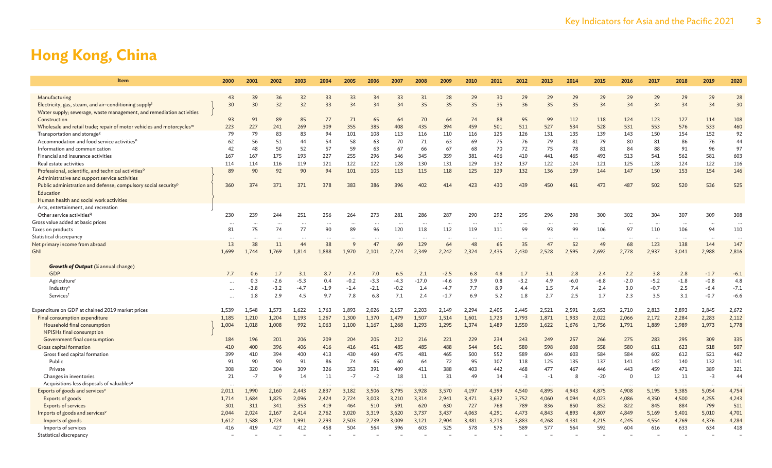# Hong Kong, China

| Item | 2000 | 2001 | 2002 | 2003 | 2004 | 2005 | 2006 | 2007 | 2008 | 2009 | 2010 | 2011 | 2012 | 2013 | 2014 | 2015 | 2016 | 2017 | 2018 | 2019 | 2020 |
|---|---|---|---|---|---|---|---|---|---|---|---|---|---|---|---|---|---|---|---|---|---|
| Manufacturing | 43 | 39 | 36 | 32 | 33 | 33 | 34 | 33 | 31 | 28 | 29 | 30 | 29 | 29 | 29 | 29 | 29 | 29 | 29 | 29 | 28 |
| Electricity, gas, steam, and air-conditioning supply[l] Water supply; sewerage, waste management, and remediation activities | 30 | 30 | 32 | 32 | 33 | 34 | 34 | 34 | 35 | 35 | 35 | 35 | 36 | 35 | 35 | 34 | 34 | 34 | 34 | 34 | 30 |
| Construction | 93 | 91 | 89 | 85 | 77 | 71 | 65 | 64 | 70 | 64 | 74 | 88 | 95 | 99 | 112 | 118 | 124 | 123 | 127 | 114 | 108 |
| Wholesale and retail trade; repair of motor vehicles and motorcycles[m] | 223 | 227 | 241 | 269 | 309 | 355 | 385 | 408 | 435 | 394 | 459 | 501 | 511 | 527 | 534 | 528 | 531 | 553 | 576 | 533 | 460 |
| Transportation and storage[g] | 79 | 79 | 83 | 83 | 94 | 101 | 108 | 113 | 116 | 110 | 116 | 125 | 126 | 131 | 135 | 139 | 143 | 150 | 154 | 152 | 92 |
| Accommodation and food service activities[n] | 62 | 56 | 51 | 44 | 54 | 58 | 63 | 70 | 71 | 63 | 69 | 75 | 76 | 79 | 81 | 79 | 80 | 81 | 86 | 76 | 44 |
| Information and communication | 42 | 48 | 50 | 52 | 57 | 59 | 63 | 67 | 66 | 67 | 68 | 70 | 72 | 75 | 78 | 81 | 84 | 88 | 91 | 96 | 97 |
| Financial and insurance activities | 167 | 167 | 175 | 193 | 227 | 255 | 296 | 346 | 345 | 359 | 381 | 406 | 410 | 441 | 465 | 493 | 513 | 541 | 562 | 581 | 603 |
| Real estate activities | 114 | 114 | 116 | 119 | 121 | 122 | 122 | 128 | 130 | 131 | 129 | 132 | 137 | 122 | 124 | 121 | 125 | 128 | 124 | 122 | 116 |
| Professional, scientific, and technical activities[o] Administrative and support service activities | 89 | 90 | 92 | 90 | 94 | 101 | 105 | 113 | 115 | 118 | 125 | 129 | 132 | 136 | 139 | 144 | 147 | 150 | 153 | 154 | 146 |
| Public administration and defense; compulsory social security[p] Education Human health and social work activities | 360 | 374 | 371 | 371 | 378 | 383 | 386 | 396 | 402 | 414 | 423 | 430 | 439 | 450 | 461 | 473 | 487 | 502 | 520 | 536 | 525 |
| Arts, entertainment, and recreation Other service activities[q] | 230 | 239 | 244 | 251 | 256 | 264 | 273 | 281 | 286 | 287 | 290 | 292 | 295 | 296 | 298 | 300 | 302 | 304 | 307 | 309 | 308 |
| Gross value added at basic prices | ... | ... | ... | ... | ... | ... | ... | ... | ... | ... | ... | ... | ... | ... | ... | ... | ... | ... | ... | ... | ... |
| Taxes on products | 81 | 75 | 74 | 77 | 90 | 89 | 96 | 120 | 118 | 112 | 119 | 111 | 99 | 93 | 99 | 106 | 97 | 110 | 106 | 94 | 110 |
| Statistical discrepancy | ... | ... | ... | ... | ... | ... | ... | ... | ... | ... | ... | ... | ... | ... | ... | ... | ... | ... | ... | ... | ... |
| Net primary income from abroad | 13 | 38 | 11 | 44 | 38 | 9 | 47 | 69 | 129 | 64 | 48 | 65 | 35 | 47 | 52 | 49 | 68 | 123 | 138 | 144 | 147 |
| GNI | 1,699 | 1,744 | 1,769 | 1,814 | 1,888 | 1,970 | 2,101 | 2,274 | 2,349 | 2,242 | 2,324 | 2,435 | 2,430 | 2,528 | 2,595 | 2,692 | 2,778 | 2,937 | 3,041 | 2,988 | 2,816 |
| ***Growth of Output*** (% annual change) | | | | | | | | | | | | | | | | | | | | | |
| GDP | 7.7 | 0.6 | 1.7 | 3.1 | 8.7 | 7.4 | 7.0 | 6.5 | 2.1 | -2.5 | 6.8 | 4.8 | 1.7 | 3.1 | 2.8 | 2.4 | 2.2 | 3.8 | 2.8 | -1.7 | -6.1 |
| Agriculture[r] | ... | 0.3 | -2.6 | -5.3 | 0.4 | -0.2 | -3.3 | -4.3 | -17.0 | -4.6 | 3.9 | 0.8 | -3.2 | 4.9 | -6.0 | -6.8 | -2.0 | -5.2 | -1.8 | -0.8 | 4.8 |
| Industry[s] | ... | -3.8 | -3.2 | -4.7 | -1.9 | -1.4 | -2.1 | -0.2 | 1.4 | -4.7 | 7.7 | 8.9 | 4.4 | 1.5 | 7.4 | 2.4 | 3.0 | -0.7 | 2.5 | -6.4 | -7.1 |
| Services[t] | ... | 1.8 | 2.9 | 4.5 | 9.7 | 7.8 | 6.8 | 7.1 | 2.4 | -1.7 | 6.9 | 5.2 | 1.8 | 2.7 | 2.5 | 1.7 | 2.3 | 3.5 | 3.1 | -0.7 | -6.6 |
| Expenditure on GDP at chained 2019 market prices | 1,539 | 1,548 | 1,573 | 1,622 | 1,763 | 1,893 | 2,026 | 2,157 | 2,203 | 2,149 | 2,294 | 2,405 | 2,445 | 2,521 | 2,591 | 2,653 | 2,710 | 2,813 | 2,893 | 2,845 | 2,672 |
| Final consumption expenditure | 1,185 | 1,210 | 1,204 | 1,193 | 1,267 | 1,300 | 1,370 | 1,479 | 1,507 | 1,514 | 1,601 | 1,723 | 1,793 | 1,871 | 1,933 | 2,022 | 2,066 | 2,172 | 2,284 | 2,283 | 2,112 |
| Household final consumption NPISHs final consumption | 1,004 | 1,018 | 1,008 | 992 | 1,063 | 1,100 | 1,167 | 1,268 | 1,293 | 1,295 | 1,374 | 1,489 | 1,550 | 1,622 | 1,676 | 1,756 | 1,791 | 1,889 | 1,989 | 1,973 | 1,778 |
| Government final consumption | 184 | 196 | 201 | 206 | 209 | 204 | 205 | 212 | 216 | 221 | 229 | 234 | 243 | 249 | 257 | 266 | 275 | 283 | 295 | 309 | 335 |
| Gross capital formation | 410 | 400 | 396 | 406 | 416 | 416 | 451 | 485 | 485 | 488 | 544 | 561 | 580 | 598 | 608 | 558 | 580 | 611 | 623 | 518 | 507 |
| Gross fixed capital formation | 399 | 410 | 394 | 400 | 413 | 430 | 460 | 475 | 481 | 465 | 500 | 552 | 589 | 604 | 603 | 584 | 584 | 602 | 612 | 521 | 462 |
| Public | 91 | 90 | 90 | 91 | 86 | 74 | 65 | 60 | 64 | 72 | 95 | 107 | 118 | 125 | 135 | 137 | 141 | 142 | 140 | 132 | 141 |
| Private | 308 | 320 | 304 | 309 | 326 | 353 | 391 | 409 | 411 | 388 | 403 | 442 | 468 | 477 | 467 | 446 | 443 | 459 | 471 | 389 | 321 |
| Changes in inventories | 21 | -7 | 9 | 14 | 11 | -7 | -2 | 18 | 11 | 31 | 49 | 14 | -3 | -1 | 8 | -20 | 0 | 12 | 11 | -3 | 44 |
| Acquisitions less disposals of valuables[u] | ... | ... | ... | ... | ... | ... | ... | ... | ... | ... | ... | ... | ... | ... | ... | ... | ... | ... | ... | ... | ... |
| Exports of goods and services[v] | 2,011 | 1,990 | 2,160 | 2,443 | 2,837 | 3,182 | 3,506 | 3,795 | 3,928 | 3,570 | 4,197 | 4,399 | 4,540 | 4,895 | 4,943 | 4,875 | 4,908 | 5,195 | 5,385 | 5,054 | 4,754 |
| Exports of goods | 1,714 | 1,684 | 1,825 | 2,096 | 2,424 | 2,724 | 3,003 | 3,210 | 3,314 | 2,941 | 3,471 | 3,632 | 3,752 | 4,060 | 4,094 | 4,023 | 4,086 | 4,350 | 4,500 | 4,255 | 4,243 |
| Exports of services | 301 | 311 | 341 | 353 | 419 | 464 | 510 | 591 | 620 | 630 | 727 | 768 | 789 | 836 | 850 | 852 | 822 | 845 | 884 | 799 | 511 |
| Imports of goods and services[v] | 2,044 | 2,024 | 2,167 | 2,414 | 2,762 | 3,020 | 3,319 | 3,620 | 3,737 | 3,437 | 4,063 | 4,291 | 4,473 | 4,843 | 4,893 | 4,807 | 4,849 | 5,169 | 5,401 | 5,010 | 4,701 |
| Imports of goods | 1,612 | 1,588 | 1,724 | 1,991 | 2,293 | 2,503 | 2,739 | 3,009 | 3,121 | 2,904 | 3,481 | 3,713 | 3,883 | 4,268 | 4,331 | 4,215 | 4,245 | 4,554 | 4,769 | 4,376 | 4,284 |
| Imports of services | 416 | 419 | 427 | 412 | 458 | 504 | 564 | 596 | 603 | 525 | 578 | 576 | 589 | 577 | 564 | 592 | 604 | 616 | 633 | 634 | 418 |
| Statistical discrepancy | – | – | – | – | – | – | – | – | – | – | – | – | – | – | – | – | – | – | – | – | – |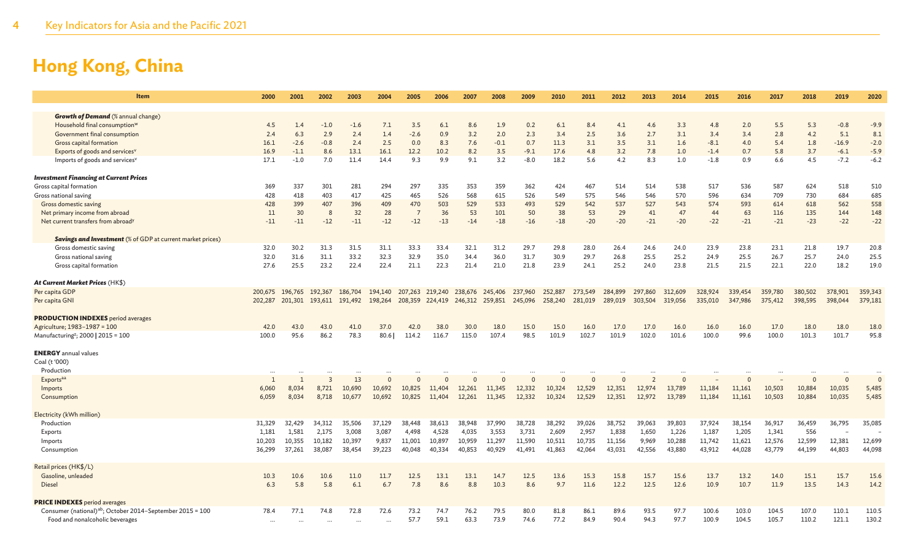# Hong Kong, China

| Item | 2000 | 2001 | 2002 | 2003 | 2004 | 2005 | 2006 | 2007 | 2008 | 2009 | 2010 | 2011 | 2012 | 2013 | 2014 | 2015 | 2016 | 2017 | 2018 | 2019 | 2020 |
|---|---|---|---|---|---|---|---|---|---|---|---|---|---|---|---|---|---|---|---|---|---|
| ***Growth of Demand*** (% annual change) | | | | | | | | | | | | | | | | | | | | | |
| Household final consumption[w] | 4.5 | 1.4 | -1.0 | -1.6 | 7.1 | 3.5 | 6.1 | 8.6 | 1.9 | 0.2 | 6.1 | 8.4 | 4.1 | 4.6 | 3.3 | 4.8 | 2.0 | 5.5 | 5.3 | -0.8 | -9.9 |
| Government final consumption | 2.4 | 6.3 | 2.9 | 2.4 | 1.4 | -2.6 | 0.9 | 3.2 | 2.0 | 2.3 | 3.4 | 2.5 | 3.6 | 2.7 | 3.1 | 3.4 | 3.4 | 2.8 | 4.2 | 5.1 | 8.1 |
| Gross capital formation | 16.1 | -2.6 | -0.8 | 2.4 | 2.5 | 0.0 | 8.3 | 7.6 | -0.1 | 0.7 | 11.3 | 3.1 | 3.5 | 3.1 | 1.6 | -8.1 | 4.0 | 5.4 | 1.8 | -16.9 | -2.0 |
| Exports of goods and services[v] | 16.9 | -1.1 | 8.6 | 13.1 | 16.1 | 12.2 | 10.2 | 8.2 | 3.5 | -9.1 | 17.6 | 4.8 | 3.2 | 7.8 | 1.0 | -1.4 | 0.7 | 5.8 | 3.7 | -6.1 | -5.9 |
| Imports of goods and services[v] | 17.1 | -1.0 | 7.0 | 11.4 | 14.4 | 9.3 | 9.9 | 9.1 | 3.2 | -8.0 | 18.2 | 5.6 | 4.2 | 8.3 | 1.0 | -1.8 | 0.9 | 6.6 | 4.5 | -7.2 | -6.2 |
| ***Investment Financing at Current Prices*** | | | | | | | | | | | | | | | | | | | | | |
| Gross capital formation | 369 | 337 | 301 | 281 | 294 | 297 | 335 | 353 | 359 | 362 | 424 | 467 | 514 | 514 | 538 | 517 | 536 | 587 | 624 | 518 | 510 |
| Gross national saving | 428 | 418 | 403 | 417 | 425 | 465 | 526 | 568 | 615 | 526 | 549 | 575 | 546 | 546 | 570 | 596 | 634 | 709 | 730 | 684 | 685 |
| Gross domestic saving | 428 | 399 | 407 | 396 | 409 | 470 | 503 | 529 | 533 | 493 | 529 | 542 | 537 | 527 | 543 | 574 | 593 | 614 | 618 | 562 | 558 |
| Net primary income from abroad | 11 | 30 | 8 | 32 | 28 | 7 | 36 | 53 | 101 | 50 | 38 | 53 | 29 | 41 | 47 | 44 | 63 | 116 | 135 | 144 | 148 |
| Net current transfers from abroad[y] | -11 | -11 | -12 | -11 | -12 | -12 | -13 | -14 | -18 | -16 | -18 | -20 | -20 | -21 | -20 | -22 | -21 | -21 | -23 | -22 | -22 |
| ***Savings and Investment*** (% of GDP at current market prices) | | | | | | | | | | | | | | | | | | | | | |
| Gross domestic saving | 32.0 | 30.2 | 31.3 | 31.5 | 31.1 | 33.3 | 33.4 | 32.1 | 31.2 | 29.7 | 29.8 | 28.0 | 26.4 | 24.6 | 24.0 | 23.9 | 23.8 | 23.1 | 21.8 | 19.7 | 20.8 |
| Gross national saving | 32.0 | 31.6 | 31.1 | 33.2 | 32.3 | 32.9 | 35.0 | 34.4 | 36.0 | 31.7 | 30.9 | 29.7 | 26.8 | 25.5 | 25.2 | 24.9 | 25.5 | 26.7 | 25.7 | 24.0 | 25.5 |
| Gross capital formation | 27.6 | 25.5 | 23.2 | 22.4 | 22.4 | 21.1 | 22.3 | 21.4 | 21.0 | 21.8 | 23.9 | 24.1 | 25.2 | 24.0 | 23.8 | 21.5 | 21.5 | 22.1 | 22.0 | 18.2 | 19.0 |
| ***At Current Market Prices*** (HK$) | | | | | | | | | | | | | | | | | | | | | |
| Per capita GDP | 200,675 | 196,765 | 192,367 | 186,704 | 194,140 | 207,263 | 219,240 | 238,676 | 245,406 | 237,960 | 252,887 | 273,549 | 284,899 | 297,860 | 312,609 | 328,924 | 339,454 | 359,780 | 380,502 | 378,901 | 359,343 |
| Per capita GNI | 202,287 | 201,301 | 193,611 | 191,492 | 198,264 | 208,359 | 224,419 | 246,312 | 259,851 | 245,096 | 258,240 | 281,019 | 289,019 | 303,504 | 319,056 | 335,010 | 347,986 | 375,412 | 398,595 | 398,044 | 379,181 |
| **PRODUCTION INDEXES** period averages | | | | | | | | | | | | | | | | | | | | | |
| Agriculture; 1983–1987 = 100 | 42.0 | 43.0 | 43.0 | 41.0 | 37.0 | 42.0 | 38.0 | 30.0 | 18.0 | 15.0 | 15.0 | 16.0 | 17.0 | 17.0 | 16.0 | 16.0 | 16.0 | 17.0 | 18.0 | 18.0 | 18.0 |
| Manufacturing[z]; 2000 \| 2015 = 100 | 100.0 | 95.6 | 86.2 | 78.3 | 80.6 \| | 114.2 | 116.7 | 115.0 | 107.4 | 98.5 | 101.9 | 102.7 | 101.9 | 102.0 | 101.6 | 100.0 | 99.6 | 100.0 | 101.3 | 101.7 | 95.8 |
| **ENERGY** annual values | | | | | | | | | | | | | | | | | | | | | |
| Coal (t '000) | | | | | | | | | | | | | | | | | | | | | |
| Production | ... | ... | ... | ... | ... | ... | ... | ... | ... | ... | ... | ... | ... | ... | ... | ... | ... | ... | ... | ... | ... |
| Exports[aa] | 1 | 1 | 3 | 13 | 0 | 0 | 0 | 0 | 0 | 0 | 0 | 0 | 0 | 2 | 0 | – | 0 | – | 0 | 0 | 0 |
| Imports | 6,060 | 8,034 | 8,721 | 10,690 | 10,692 | 10,825 | 11,404 | 12,261 | 11,345 | 12,332 | 10,324 | 12,529 | 12,351 | 12,974 | 13,789 | 11,184 | 11,161 | 10,503 | 10,884 | 10,035 | 5,485 |
| Consumption | 6,059 | 8,034 | 8,718 | 10,677 | 10,692 | 10,825 | 11,404 | 12,261 | 11,345 | 12,332 | 10,324 | 12,529 | 12,351 | 12,972 | 13,789 | 11,184 | 11,161 | 10,503 | 10,884 | 10,035 | 5,485 |
| Electricity (kWh million) | | | | | | | | | | | | | | | | | | | | | |
| Production | 31,329 | 32,429 | 34,312 | 35,506 | 37,129 | 38,448 | 38,613 | 38,948 | 37,990 | 38,728 | 38,292 | 39,026 | 38,752 | 39,063 | 39,803 | 37,924 | 38,154 | 36,917 | 36,459 | 36,795 | 35,085 |
| Exports | 1,181 | 1,581 | 2,175 | 3,008 | 3,087 | 4,498 | 4,528 | 4,035 | 3,553 | 3,731 | 2,609 | 2,957 | 1,838 | 1,650 | 1,226 | 1,187 | 1,205 | 1,341 | 556 | – | – |
| Imports | 10,203 | 10,355 | 10,182 | 10,397 | 9,837 | 11,001 | 10,897 | 10,959 | 11,297 | 11,590 | 10,511 | 10,735 | 11,156 | 9,969 | 10,288 | 11,742 | 11,621 | 12,576 | 12,599 | 12,381 | 12,699 |
| Consumption | 36,299 | 37,261 | 38,087 | 38,454 | 39,223 | 40,048 | 40,334 | 40,853 | 40,929 | 41,491 | 41,863 | 42,064 | 43,031 | 42,556 | 43,880 | 43,912 | 44,028 | 43,779 | 44,199 | 44,803 | 44,098 |
| Retail prices (HK$/L) | | | | | | | | | | | | | | | | | | | | | |
| Gasoline, unleaded | 10.3 | 10.6 | 10.6 | 11.0 | 11.7 | 12.5 | 13.1 | 13.1 | 14.7 | 12.5 | 13.6 | 15.3 | 15.8 | 15.7 | 15.6 | 13.7 | 13.2 | 14.0 | 15.1 | 15.7 | 15.6 |
| Diesel | 6.3 | 5.8 | 5.8 | 6.1 | 6.7 | 7.8 | 8.6 | 8.8 | 10.3 | 8.6 | 9.7 | 11.6 | 12.2 | 12.5 | 12.6 | 10.9 | 10.7 | 11.9 | 13.5 | 14.3 | 14.2 |
| **PRICE INDEXES** period averages | | | | | | | | | | | | | | | | | | | | | |
| Consumer (national)[ab]; October 2014–September 2015 = 100 | 78.4 | 77.1 | 74.8 | 72.8 | 72.6 | 73.2 | 74.7 | 76.2 | 79.5 | 80.0 | 81.8 | 86.1 | 89.6 | 93.5 | 97.7 | 100.6 | 103.0 | 104.5 | 107.0 | 110.1 | 110.5 |
| Food and nonalcoholic beverages | ... | ... | ... | ... | ... | 57.7 | 59.1 | 63.3 | 73.9 | 74.6 | 77.2 | 84.9 | 90.4 | 94.3 | 97.7 | 100.9 | 104.5 | 105.7 | 110.2 | 121.1 | 130.2 |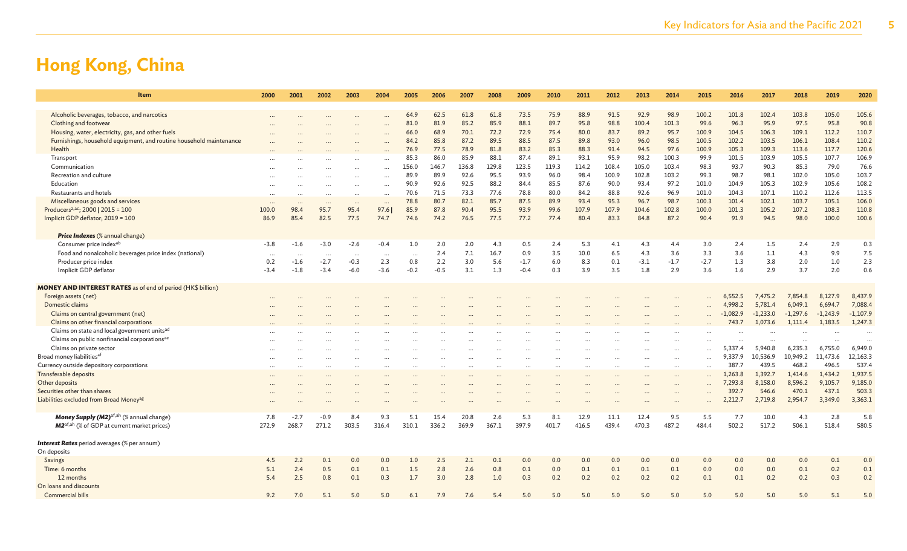# Hong Kong, China

| Item | 2000 | 2001 | 2002 | 2003 | 2004 | 2005 | 2006 | 2007 | 2008 | 2009 | 2010 | 2011 | 2012 | 2013 | 2014 | 2015 | 2016 | 2017 | 2018 | 2019 | 2020 |
|---|---|---|---|---|---|---|---|---|---|---|---|---|---|---|---|---|---|---|---|---|---|
| Alcoholic beverages, tobacco, and narcotics | ... | ... | ... | ... | ... | 64.9 | 62.5 | 61.8 | 61.8 | 73.5 | 75.9 | 88.9 | 91.5 | 92.9 | 98.9 | 100.2 | 101.8 | 102.4 | 103.8 | 105.0 | 105.6 |
| Clothing and footwear | ... | ... | ... | ... | ... | 81.0 | 81.9 | 85.2 | 85.9 | 88.1 | 89.7 | 95.8 | 98.8 | 100.4 | 101.3 | 99.6 | 96.3 | 95.9 | 97.5 | 95.8 | 90.8 |
| Housing, water, electricity, gas, and other fuels | ... | ... | ... | ... | ... | 66.0 | 68.9 | 70.1 | 72.2 | 72.9 | 75.4 | 80.0 | 83.7 | 89.2 | 95.7 | 100.9 | 104.5 | 106.3 | 109.1 | 112.2 | 110.7 |
| Furnishings, household equipment, and routine household maintenance | ... | ... | ... | ... | ... | 84.2 | 85.8 | 87.2 | 89.5 | 88.5 | 87.5 | 89.8 | 93.0 | 96.0 | 98.5 | 100.5 | 102.2 | 103.5 | 106.1 | 108.4 | 110.2 |
| Health | ... | ... | ... | ... | ... | 76.9 | 77.5 | 78.9 | 81.8 | 83.2 | 85.3 | 88.3 | 91.4 | 94.5 | 97.6 | 100.9 | 105.3 | 109.3 | 113.6 | 117.7 | 120.6 |
| Transport | ... | ... | ... | ... | ... | 85.3 | 86.0 | 85.9 | 88.1 | 87.4 | 89.1 | 93.1 | 95.9 | 98.2 | 100.3 | 99.9 | 101.5 | 103.9 | 105.5 | 107.7 | 106.9 |
| Communication | ... | ... | ... | ... | ... | 156.0 | 146.7 | 136.8 | 129.8 | 123.5 | 119.3 | 114.2 | 108.4 | 105.0 | 103.4 | 98.3 | 93.7 | 90.3 | 85.3 | 79.0 | 76.6 |
| Recreation and culture | ... | ... | ... | ... | ... | 89.9 | 89.9 | 92.6 | 95.5 | 93.9 | 96.0 | 98.4 | 100.9 | 102.8 | 103.2 | 99.3 | 98.7 | 98.1 | 102.0 | 105.0 | 103.7 |
| Education | ... | ... | ... | ... | ... | 90.9 | 92.6 | 92.5 | 88.2 | 84.4 | 85.5 | 87.6 | 90.0 | 93.4 | 97.2 | 101.0 | 104.9 | 105.3 | 102.9 | 105.6 | 108.2 |
| Restaurants and hotels | ... | ... | ... | ... | ... | 70.6 | 71.5 | 73.3 | 77.6 | 78.8 | 80.0 | 84.2 | 88.8 | 92.6 | 96.9 | 101.0 | 104.3 | 107.1 | 110.2 | 112.6 | 113.5 |
| Miscellaneous goods and services | ... | ... | ... | ... | ... | 78.8 | 80.7 | 82.1 | 85.7 | 87.5 | 89.9 | 93.4 | 95.3 | 96.7 | 98.7 | 100.3 | 101.4 | 102.1 | 103.7 | 105.1 | 106.0 |
| Producers[z,ac]; 2000 \| 2015 = 100 | 100.0 | 98.4 | 95.7 | 95.4 | 97.6 \| | 85.9 | 87.8 | 90.4 | 95.5 | 93.9 | 99.6 | 107.9 | 107.9 | 104.6 | 102.8 | 100.0 | 101.3 | 105.2 | 107.2 | 108.3 | 110.8 |
| Implicit GDP deflator; 2019 = 100 | 86.9 | 85.4 | 82.5 | 77.5 | 74.7 | 74.6 | 74.2 | 76.5 | 77.5 | 77.2 | 77.4 | 80.4 | 83.3 | 84.8 | 87.2 | 90.4 | 91.9 | 94.5 | 98.0 | 100.0 | 100.6 |
| ***Price Indexes*** (% annual change) | | | | | | | | | | | | | | | | | | | | | |
| Consumer price index[ab] | -3.8 | -1.6 | -3.0 | -2.6 | -0.4 | 1.0 | 2.0 | 2.0 | 4.3 | 0.5 | 2.4 | 5.3 | 4.1 | 4.3 | 4.4 | 3.0 | 2.4 | 1.5 | 2.4 | 2.9 | 0.3 |
| Food and nonalcoholic beverages price index (national) | ... | ... | ... | ... | ... | ... | 2.4 | 7.1 | 16.7 | 0.9 | 3.5 | 10.0 | 6.5 | 4.3 | 3.6 | 3.3 | 3.6 | 1.1 | 4.3 | 9.9 | 7.5 |
| Producer price index | 0.2 | -1.6 | -2.7 | -0.3 | 2.3 | 0.8 | 2.2 | 3.0 | 5.6 | -1.7 | 6.0 | 8.3 | 0.1 | -3.1 | -1.7 | -2.7 | 1.3 | 3.8 | 2.0 | 1.0 | 2.3 |
| Implicit GDP deflator | -3.4 | -1.8 | -3.4 | -6.0 | -3.6 | -0.2 | -0.5 | 3.1 | 1.3 | -0.4 | 0.3 | 3.9 | 3.5 | 1.8 | 2.9 | 3.6 | 1.6 | 2.9 | 3.7 | 2.0 | 0.6 |
| **MONEY AND INTEREST RATES** as of end of period (HK$ billion) | | | | | | | | | | | | | | | | | | | | | |
| Foreign assets (net) | ... | ... | ... | ... | ... | ... | ... | ... | ... | ... | ... | ... | ... | ... | ... | ... | 6,552.5 | 7,475.2 | 7,854.8 | 8,127.9 | 8,437.9 |
| Domestic claims | ... | ... | ... | ... | ... | ... | ... | ... | ... | ... | ... | ... | ... | ... | ... | ... | 4,998.2 | 5,781.4 | 6,049.1 | 6,694.7 | 7,088.4 |
| Claims on central government (net) | ... | ... | ... | ... | ... | ... | ... | ... | ... | ... | ... | ... | ... | ... | ... | ... | -1,082.9 | -1,233.0 | -1,297.6 | -1,243.9 | -1,107.9 |
| Claims on other financial corporations | ... | ... | ... | ... | ... | ... | ... | ... | ... | ... | ... | ... | ... | ... | ... | ... | 743.7 | 1,073.6 | 1,111.4 | 1,183.5 | 1,247.3 |
| Claims on state and local government units[ad] | ... | ... | ... | ... | ... | ... | ... | ... | ... | ... | ... | ... | ... | ... | ... | ... | ... | ... | ... | ... | ... |
| Claims on public nonfinancial corporations[ae] | ... | ... | ... | ... | ... | ... | ... | ... | ... | ... | ... | ... | ... | ... | ... | ... | ... | ... | ... | ... | ... |
| Claims on private sector | ... | ... | ... | ... | ... | ... | ... | ... | ... | ... | ... | ... | ... | ... | ... | ... | 5,337.4 | 5,940.8 | 6,235.3 | 6,755.0 | 6,949.0 |
| Broad money liabilities[af] | ... | ... | ... | ... | ... | ... | ... | ... | ... | ... | ... | ... | ... | ... | ... | ... | 9,337.9 | 10,536.9 | 10,949.2 | 11,473.6 | 12,163.3 |
| Currency outside depository corporations | ... | ... | ... | ... | ... | ... | ... | ... | ... | ... | ... | ... | ... | ... | ... | ... | 387.7 | 439.5 | 468.2 | 496.5 | 537.4 |
| Transferable deposits | ... | ... | ... | ... | ... | ... | ... | ... | ... | ... | ... | ... | ... | ... | ... | ... | 1,263.8 | 1,392.7 | 1,414.6 | 1,434.2 | 1,937.5 |
| Other deposits | ... | ... | ... | ... | ... | ... | ... | ... | ... | ... | ... | ... | ... | ... | ... | ... | 7,293.8 | 8,158.0 | 8,596.2 | 9,105.7 | 9,185.0 |
| Securities other than shares | ... | ... | ... | ... | ... | ... | ... | ... | ... | ... | ... | ... | ... | ... | ... | ... | 392.7 | 546.6 | 470.1 | 437.1 | 503.3 |
| Liabilities excluded from Broad Money[ag] | ... | ... | ... | ... | ... | ... | ... | ... | ... | ... | ... | ... | ... | ... | ... | ... | 2,212.7 | 2,719.8 | 2,954.7 | 3,349.0 | 3,363.1 |
| ***Money Supply (M2)***[af,ah] (% annual change) | 7.8 | -2.7 | -0.9 | 8.4 | 9.3 | 5.1 | 15.4 | 20.8 | 2.6 | 5.3 | 8.1 | 12.9 | 11.1 | 12.4 | 9.5 | 5.5 | 7.7 | 10.0 | 4.3 | 2.8 | 5.8 |
| ***M2***[af,ah] (% of GDP at current market prices) | 272.9 | 268.7 | 271.2 | 303.5 | 316.4 | 310.1 | 336.2 | 369.9 | 367.1 | 397.9 | 401.7 | 416.5 | 439.4 | 470.3 | 487.2 | 484.4 | 502.2 | 517.2 | 506.1 | 518.4 | 580.5 |
| ***Interest Rates*** period averages (% per annum) | | | | | | | | | | | | | | | | | | | | | |
| On deposits | | | | | | | | | | | | | | | | | | | | | |
| Savings | 4.5 | 2.2 | 0.1 | 0.0 | 0.0 | 1.0 | 2.5 | 2.1 | 0.1 | 0.0 | 0.0 | 0.0 | 0.0 | 0.0 | 0.0 | 0.0 | 0.0 | 0.0 | 0.0 | 0.1 | 0.0 |
| Time: 6 months | 5.1 | 2.4 | 0.5 | 0.1 | 0.1 | 1.5 | 2.8 | 2.6 | 0.8 | 0.1 | 0.0 | 0.1 | 0.1 | 0.1 | 0.1 | 0.0 | 0.0 | 0.0 | 0.1 | 0.2 | 0.1 |
| 12 months | 5.4 | 2.5 | 0.8 | 0.1 | 0.3 | 1.7 | 3.0 | 2.8 | 1.0 | 0.3 | 0.2 | 0.2 | 0.2 | 0.2 | 0.2 | 0.1 | 0.1 | 0.2 | 0.2 | 0.3 | 0.2 |
| On loans and discounts | | | | | | | | | | | | | | | | | | | | | |
| Commercial bills | 9.2 | 7.0 | 5.1 | 5.0 | 5.0 | 6.1 | 7.9 | 7.6 | 5.4 | 5.0 | 5.0 | 5.0 | 5.0 | 5.0 | 5.0 | 5.0 | 5.0 | 5.0 | 5.0 | 5.1 | 5.0 |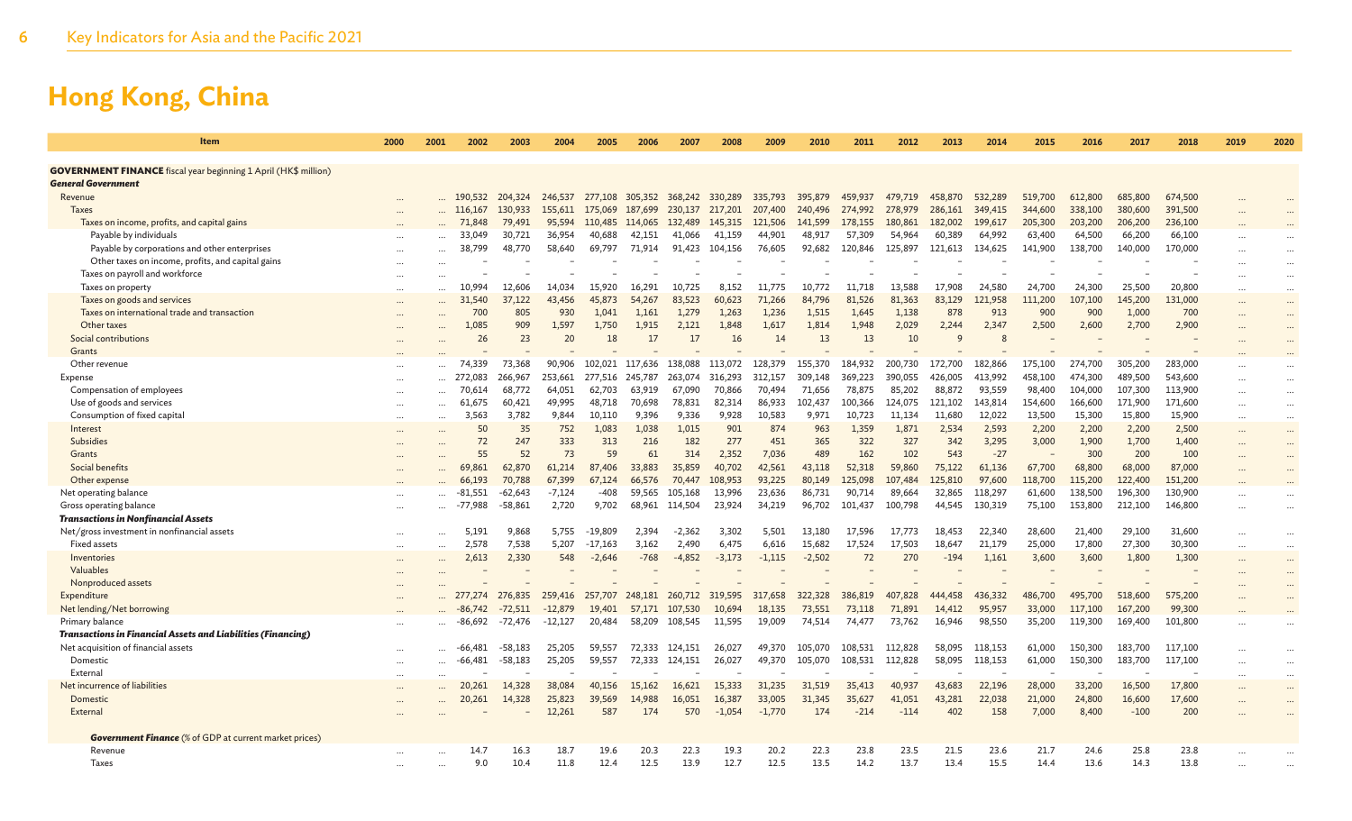# Hong Kong, China

| Item | 2000 | 2001 | 2002 | 2003 | 2004 | 2005 | 2006 | 2007 | 2008 | 2009 | 2010 | 2011 | 2012 | 2013 | 2014 | 2015 | 2016 | 2017 | 2018 | 2019 | 2020 |
|---|---|---|---|---|---|---|---|---|---|---|---|---|---|---|---|---|---|---|---|---|---|
| **GOVERNMENT FINANCE** fiscal year beginning 1 April (HK$ million) | | | | | | | | | | | | | | | | | | | | | |
| ***General Government*** | | | | | | | | | | | | | | | | | | | | | |
| Revenue | ... | ... | 190,532 | 204,324 | 246,537 | 277,108 | 305,352 | 368,242 | 330,289 | 335,793 | 395,879 | 459,937 | 479,719 | 458,870 | 532,289 | 519,700 | 612,800 | 685,800 | 674,500 | ... | ... |
| Taxes | ... | ... | 116,167 | 130,933 | 155,611 | 175,069 | 187,699 | 230,137 | 217,201 | 207,400 | 240,496 | 274,992 | 278,979 | 286,161 | 349,415 | 344,600 | 338,100 | 380,600 | 391,500 | ... | ... |
| Taxes on income, profits, and capital gains | ... | ... | 71,848 | 79,491 | 95,594 | 110,485 | 114,065 | 132,489 | 145,315 | 121,506 | 141,599 | 178,155 | 180,861 | 182,002 | 199,617 | 205,300 | 203,200 | 206,200 | 236,100 | ... | ... |
| Payable by individuals | ... | ... | 33,049 | 30,721 | 36,954 | 40,688 | 42,151 | 41,066 | 41,159 | 44,901 | 48,917 | 57,309 | 54,964 | 60,389 | 64,992 | 63,400 | 64,500 | 66,200 | 66,100 | ... | ... |
| Payable by corporations and other enterprises | ... | ... | 38,799 | 48,770 | 58,640 | 69,797 | 71,914 | 91,423 | 104,156 | 76,605 | 92,682 | 120,846 | 125,897 | 121,613 | 134,625 | 141,900 | 138,700 | 140,000 | 170,000 | ... | ... |
| Other taxes on income, profits, and capital gains | ... | ... | – | – | – | – | – | – | – | – | – | – | – | – | – | – | – | – | – | ... | ... |
| Taxes on payroll and workforce | ... | ... | – | – | – | – | – | – | – | – | – | – | – | – | – | – | – | – | – | ... | ... |
| Taxes on property | ... | ... | 10,994 | 12,606 | 14,034 | 15,920 | 16,291 | 10,725 | 8,152 | 11,775 | 10,772 | 11,718 | 13,588 | 17,908 | 24,580 | 24,700 | 24,300 | 25,500 | 20,800 | ... | ... |
| Taxes on goods and services | ... | ... | 31,540 | 37,122 | 43,456 | 45,873 | 54,267 | 83,523 | 60,623 | 71,266 | 84,796 | 81,526 | 81,363 | 83,129 | 121,958 | 111,200 | 107,100 | 145,200 | 131,000 | ... | ... |
| Taxes on international trade and transaction | ... | ... | 700 | 805 | 930 | 1,041 | 1,161 | 1,279 | 1,263 | 1,236 | 1,515 | 1,645 | 1,138 | 878 | 913 | 900 | 900 | 1,000 | 700 | ... | ... |
| Other taxes | ... | ... | 1,085 | 909 | 1,597 | 1,750 | 1,915 | 2,121 | 1,848 | 1,617 | 1,814 | 1,948 | 2,029 | 2,244 | 2,347 | 2,500 | 2,600 | 2,700 | 2,900 | ... | ... |
| Social contributions | ... | ... | 26 | 23 | 20 | 18 | 17 | 17 | 16 | 14 | 13 | 13 | 10 | 9 | 8 | – | – | – | – | ... | ... |
| Grants | ... | ... | – | – | – | – | – | – | – | – | – | – | – | – | – | – | – | – | – | ... | ... |
| Other revenue | ... | ... | 74,339 | 73,368 | 90,906 | 102,021 | 117,636 | 138,088 | 113,072 | 128,379 | 155,370 | 184,932 | 200,730 | 172,700 | 182,866 | 175,100 | 274,700 | 305,200 | 283,000 | ... | ... |
| Expense | ... | ... | 272,083 | 266,967 | 253,661 | 277,516 | 245,787 | 263,074 | 316,293 | 312,157 | 309,148 | 369,223 | 390,055 | 426,005 | 413,992 | 458,100 | 474,300 | 489,500 | 543,600 | ... | ... |
| Compensation of employees | ... | ... | 70,614 | 68,772 | 64,051 | 62,703 | 63,919 | 67,090 | 70,866 | 70,494 | 71,656 | 78,875 | 85,202 | 88,872 | 93,559 | 98,400 | 104,000 | 107,300 | 113,900 | ... | ... |
| Use of goods and services | ... | ... | 61,675 | 60,421 | 49,995 | 48,718 | 70,698 | 78,831 | 82,314 | 86,933 | 102,437 | 100,366 | 124,075 | 121,102 | 143,814 | 154,600 | 166,600 | 171,900 | 171,600 | ... | ... |
| Consumption of fixed capital | ... | ... | 3,563 | 3,782 | 9,844 | 10,110 | 9,396 | 9,336 | 9,928 | 10,583 | 9,971 | 10,723 | 11,134 | 11,680 | 12,022 | 13,500 | 15,300 | 15,800 | 15,900 | ... | ... |
| Interest | ... | ... | 50 | 35 | 752 | 1,083 | 1,038 | 1,015 | 901 | 874 | 963 | 1,359 | 1,871 | 2,534 | 2,593 | 2,200 | 2,200 | 2,200 | 2,500 | ... | ... |
| Subsidies | ... | ... | 72 | 247 | 333 | 313 | 216 | 182 | 277 | 451 | 365 | 322 | 327 | 342 | 3,295 | 3,000 | 1,900 | 1,700 | 1,400 | ... | ... |
| Grants | ... | ... | 55 | 52 | 73 | 59 | 61 | 314 | 2,352 | 7,036 | 489 | 162 | 102 | 543 | -27 | – | 300 | 200 | 100 | ... | ... |
| Social benefits | ... | ... | 69,861 | 62,870 | 61,214 | 87,406 | 33,883 | 35,859 | 40,702 | 42,561 | 43,118 | 52,318 | 59,860 | 75,122 | 61,136 | 67,700 | 68,800 | 68,000 | 87,000 | ... | ... |
| Other expense | ... | ... | 66,193 | 70,788 | 67,399 | 67,124 | 66,576 | 70,447 | 108,953 | 93,225 | 80,149 | 125,098 | 107,484 | 125,810 | 97,600 | 118,700 | 115,200 | 122,400 | 151,200 | ... | ... |
| Net operating balance | ... | ... | -81,551 | -62,643 | -7,124 | -408 | 59,565 | 105,168 | 13,996 | 23,636 | 86,731 | 90,714 | 89,664 | 32,865 | 118,297 | 61,600 | 138,500 | 196,300 | 130,900 | ... | ... |
| Gross operating balance | ... | ... | -77,988 | -58,861 | 2,720 | 9,702 | 68,961 | 114,504 | 23,924 | 34,219 | 96,702 | 101,437 | 100,798 | 44,545 | 130,319 | 75,100 | 153,800 | 212,100 | 146,800 | ... | ... |
| ***Transactions in Nonfinancial Assets*** | | | | | | | | | | | | | | | | | | | | | |
| Net/gross investment in nonfinancial assets | ... | ... | 5,191 | 9,868 | 5,755 | -19,809 | 2,394 | -2,362 | 3,302 | 5,501 | 13,180 | 17,596 | 17,773 | 18,453 | 22,340 | 28,600 | 21,400 | 29,100 | 31,600 | ... | ... |
| Fixed assets | ... | ... | 2,578 | 7,538 | 5,207 | -17,163 | 3,162 | 2,490 | 6,475 | 6,616 | 15,682 | 17,524 | 17,503 | 18,647 | 21,179 | 25,000 | 17,800 | 27,300 | 30,300 | ... | ... |
| Inventories | ... | ... | 2,613 | 2,330 | 548 | -2,646 | -768 | -4,852 | -3,173 | -1,115 | -2,502 | 72 | 270 | -194 | 1,161 | 3,600 | 3,600 | 1,800 | 1,300 | ... | ... |
| Valuables | ... | ... | – | – | – | – | – | – | – | – | – | – | – | – | – | – | – | – | – | ... | ... |
| Nonproduced assets | ... | ... | – | – | – | – | – | – | – | – | – | – | – | – | – | – | – | – | – | ... | ... |
| Expenditure | ... | ... | 277,274 | 276,835 | 259,416 | 257,707 | 248,181 | 260,712 | 319,595 | 317,658 | 322,328 | 386,819 | 407,828 | 444,458 | 436,332 | 486,700 | 495,700 | 518,600 | 575,200 | ... | ... |
| Net lending/Net borrowing | ... | ... | -86,742 | -72,511 | -12,879 | 19,401 | 57,171 | 107,530 | 10,694 | 18,135 | 73,551 | 73,118 | 71,891 | 14,412 | 95,957 | 33,000 | 117,100 | 167,200 | 99,300 | ... | ... |
| Primary balance | ... | ... | -86,692 | -72,476 | -12,127 | 20,484 | 58,209 | 108,545 | 11,595 | 19,009 | 74,514 | 74,477 | 73,762 | 16,946 | 98,550 | 35,200 | 119,300 | 169,400 | 101,800 | ... | ... |
| ***Transactions in Financial Assets and Liabilities (Financing)*** | | | | | | | | | | | | | | | | | | | | | |
| Net acquisition of financial assets | ... | ... | -66,481 | -58,183 | 25,205 | 59,557 | 72,333 | 124,151 | 26,027 | 49,370 | 105,070 | 108,531 | 112,828 | 58,095 | 118,153 | 61,000 | 150,300 | 183,700 | 117,100 | ... | ... |
| Domestic | ... | ... | -66,481 | -58,183 | 25,205 | 59,557 | 72,333 | 124,151 | 26,027 | 49,370 | 105,070 | 108,531 | 112,828 | 58,095 | 118,153 | 61,000 | 150,300 | 183,700 | 117,100 | ... | ... |
| External | ... | ... | – | – | – | – | – | – | – | – | – | – | – | – | – | – | – | – | – | ... | ... |
| Net incurrence of liabilities | ... | ... | 20,261 | 14,328 | 38,084 | 40,156 | 15,162 | 16,621 | 15,333 | 31,235 | 31,519 | 35,413 | 40,937 | 43,683 | 22,196 | 28,000 | 33,200 | 16,500 | 17,800 | ... | ... |
| Domestic | ... | ... | 20,261 | 14,328 | 25,823 | 39,569 | 14,988 | 16,051 | 16,387 | 33,005 | 31,345 | 35,627 | 41,051 | 43,281 | 22,038 | 21,000 | 24,800 | 16,600 | 17,600 | ... | ... |
| External | ... | ... | – | – | 12,261 | 587 | 174 | 570 | -1,054 | -1,770 | 174 | -214 | -114 | 402 | 158 | 7,000 | 8,400 | -100 | 200 | ... | ... |
| ***Government Finance*** (% of GDP at current market prices) | | | | | | | | | | | | | | | | | | | | | |
| Revenue | ... | ... | 14.7 | 16.3 | 18.7 | 19.6 | 20.3 | 22.3 | 19.3 | 20.2 | 22.3 | 23.8 | 23.5 | 21.5 | 23.6 | 21.7 | 24.6 | 25.8 | 23.8 | ... | ... |
| Taxes | ... | ... | 9.0 | 10.4 | 11.8 | 12.4 | 12.5 | 13.9 | 12.7 | 12.5 | 13.5 | 14.2 | 13.7 | 13.4 | 15.5 | 14.4 | 13.6 | 14.3 | 13.8 | ... | ... |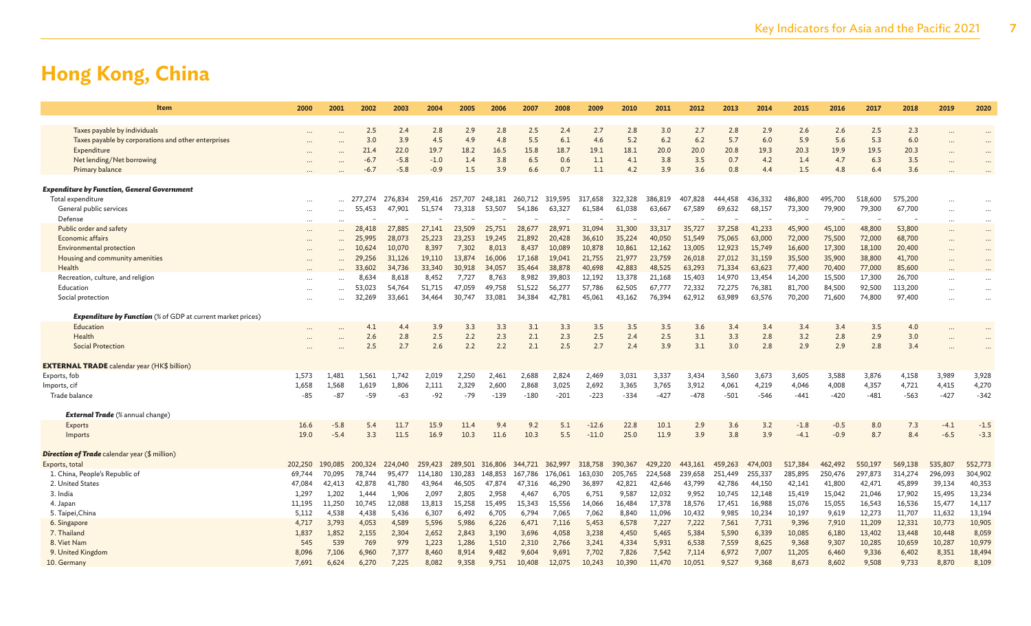# Hong Kong, China

| Item | 2000 | 2001 | 2002 | 2003 | 2004 | 2005 | 2006 | 2007 | 2008 | 2009 | 2010 | 2011 | 2012 | 2013 | 2014 | 2015 | 2016 | 2017 | 2018 | 2019 | 2020 |
|---|---|---|---|---|---|---|---|---|---|---|---|---|---|---|---|---|---|---|---|---|---|
| Taxes payable by individuals | ... | ... | 2.5 | 2.4 | 2.8 | 2.9 | 2.8 | 2.5 | 2.4 | 2.7 | 2.8 | 3.0 | 2.7 | 2.8 | 2.9 | 2.6 | 2.6 | 2.5 | 2.3 | ... | ... |
| Taxes payable by corporations and other enterprises | ... | ... | 3.0 | 3.9 | 4.5 | 4.9 | 4.8 | 5.5 | 6.1 | 4.6 | 5.2 | 6.2 | 6.2 | 5.7 | 6.0 | 5.9 | 5.6 | 5.3 | 6.0 | ... | ... |
| Expenditure | ... | ... | 21.4 | 22.0 | 19.7 | 18.2 | 16.5 | 15.8 | 18.7 | 19.1 | 18.1 | 20.0 | 20.0 | 20.8 | 19.3 | 20.3 | 19.9 | 19.5 | 20.3 | ... | ... |
| Net lending/Net borrowing | ... | ... | -6.7 | -5.8 | -1.0 | 1.4 | 3.8 | 6.5 | 0.6 | 1.1 | 4.1 | 3.8 | 3.5 | 0.7 | 4.2 | 1.4 | 4.7 | 6.3 | 3.5 | ... | ... |
| Primary balance | ... | ... | -6.7 | -5.8 | -0.9 | 1.5 | 3.9 | 6.6 | 0.7 | 1.1 | 4.2 | 3.9 | 3.6 | 0.8 | 4.4 | 1.5 | 4.8 | 6.4 | 3.6 | ... | ... |
| ***Expenditure by Function, General Government*** | | | | | | | | | | | | | | | | | | | | | |
| Total expenditure | ... | ... | 277,274 | 276,834 | 259,416 | 257,707 | 248,181 | 260,712 | 319,595 | 317,658 | 322,328 | 386,819 | 407,828 | 444,458 | 436,332 | 486,800 | 495,700 | 518,600 | 575,200 | ... | ... |
| General public services | ... | ... | 55,453 | 47,901 | 51,574 | 73,318 | 53,507 | 54,186 | 63,327 | 61,584 | 61,038 | 63,667 | 67,589 | 69,632 | 68,157 | 73,300 | 79,900 | 79,300 | 67,700 | ... | ... |
| Defense | ... | ... | – | – | – | – | – | – | – | – | – | – | – | – | – | – | – | – | – | ... | ... |
| Public order and safety | ... | ... | 28,418 | 27,885 | 27,141 | 23,509 | 25,751 | 28,677 | 28,971 | 31,094 | 31,300 | 33,317 | 35,727 | 37,258 | 41,233 | 45,900 | 45,100 | 48,800 | 53,800 | ... | ... |
| Economic affairs | ... | ... | 25,995 | 28,073 | 25,223 | 23,253 | 19,245 | 21,892 | 20,428 | 36,610 | 35,224 | 40,050 | 51,549 | 75,065 | 63,000 | 72,000 | 75,500 | 72,000 | 68,700 | ... | ... |
| Environmental protection | ... | ... | 10,624 | 10,070 | 8,397 | 7,302 | 8,013 | 8,437 | 10,089 | 10,878 | 10,861 | 12,162 | 13,005 | 12,923 | 15,749 | 16,600 | 17,300 | 18,100 | 20,400 | ... | ... |
| Housing and community amenities | ... | ... | 29,256 | 31,126 | 19,110 | 13,874 | 16,006 | 17,168 | 19,041 | 21,755 | 21,977 | 23,759 | 26,018 | 27,012 | 31,159 | 35,500 | 35,900 | 38,800 | 41,700 | ... | ... |
| Health | ... | ... | 33,602 | 34,736 | 33,340 | 30,918 | 34,057 | 35,464 | 38,878 | 40,698 | 42,883 | 48,525 | 63,293 | 71,334 | 63,623 | 77,400 | 70,400 | 77,000 | 85,600 | ... | ... |
| Recreation, culture, and religion | ... | ... | 8,634 | 8,618 | 8,452 | 7,727 | 8,763 | 8,982 | 39,803 | 12,192 | 13,378 | 21,168 | 15,403 | 14,970 | 13,454 | 14,200 | 15,500 | 17,300 | 26,700 | ... | ... |
| Education | ... | ... | 53,023 | 54,764 | 51,715 | 47,059 | 49,758 | 51,522 | 56,277 | 57,786 | 62,505 | 67,777 | 72,332 | 72,275 | 76,381 | 81,700 | 84,500 | 92,500 | 113,200 | ... | ... |
| Social protection | ... | ... | 32,269 | 33,661 | 34,464 | 30,747 | 33,081 | 34,384 | 42,781 | 45,061 | 43,162 | 76,394 | 62,912 | 63,989 | 63,576 | 70,200 | 71,600 | 74,800 | 97,400 | ... | ... |
| ***Expenditure by Function*** (% of GDP at current market prices) | | | | | | | | | | | | | | | | | | | | | |
| Education | ... | ... | 4.1 | 4.4 | 3.9 | 3.3 | 3.3 | 3.1 | 3.3 | 3.5 | 3.5 | 3.5 | 3.6 | 3.4 | 3.4 | 3.4 | 3.4 | 3.5 | 4.0 | ... | ... |
| Health | ... | ... | 2.6 | 2.8 | 2.5 | 2.2 | 2.3 | 2.1 | 2.3 | 2.5 | 2.4 | 2.5 | 3.1 | 3.3 | 2.8 | 3.2 | 2.8 | 2.9 | 3.0 | ... | ... |
| Social Protection | ... | ... | 2.5 | 2.7 | 2.6 | 2.2 | 2.2 | 2.1 | 2.5 | 2.7 | 2.4 | 3.9 | 3.1 | 3.0 | 2.8 | 2.9 | 2.9 | 2.8 | 3.4 | ... | ... |
| **EXTERNAL TRADE** calendar year (HK$ billion) | | | | | | | | | | | | | | | | | | | | | |
| Exports, fob | 1,573 | 1,481 | 1,561 | 1,742 | 2,019 | 2,250 | 2,461 | 2,688 | 2,824 | 2,469 | 3,031 | 3,337 | 3,434 | 3,560 | 3,673 | 3,605 | 3,588 | 3,876 | 4,158 | 3,989 | 3,928 |
| Imports, cif | 1,658 | 1,568 | 1,619 | 1,806 | 2,111 | 2,329 | 2,600 | 2,868 | 3,025 | 2,692 | 3,365 | 3,765 | 3,912 | 4,061 | 4,219 | 4,046 | 4,008 | 4,357 | 4,721 | 4,415 | 4,270 |
| Trade balance | -85 | -87 | -59 | -63 | -92 | -79 | -139 | -180 | -201 | -223 | -334 | -427 | -478 | -501 | -546 | -441 | -420 | -481 | -563 | -427 | -342 |
| ***External Trade*** (% annual change) | | | | | | | | | | | | | | | | | | | | | |
| Exports | 16.6 | -5.8 | 5.4 | 11.7 | 15.9 | 11.4 | 9.4 | 9.2 | 5.1 | -12.6 | 22.8 | 10.1 | 2.9 | 3.6 | 3.2 | -1.8 | -0.5 | 8.0 | 7.3 | -4.1 | -1.5 |
| Imports | 19.0 | -5.4 | 3.3 | 11.5 | 16.9 | 10.3 | 11.6 | 10.3 | 5.5 | -11.0 | 25.0 | 11.9 | 3.9 | 3.8 | 3.9 | -4.1 | -0.9 | 8.7 | 8.4 | -6.5 | -3.3 |
| ***Direction of Trade*** calendar year ($ million) | | | | | | | | | | | | | | | | | | | | | |
| Exports, total | 202,250 | 190,085 | 200,324 | 224,040 | 259,423 | 289,501 | 316,806 | 344,721 | 362,997 | 318,758 | 390,367 | 429,220 | 443,161 | 459,263 | 474,003 | 517,384 | 462,492 | 550,197 | 569,138 | 535,807 | 552,773 |
| 1. China, People's Republic of | 69,744 | 70,095 | 78,744 | 95,477 | 114,180 | 130,283 | 148,853 | 167,786 | 176,061 | 163,030 | 205,765 | 224,568 | 239,658 | 251,449 | 255,337 | 285,895 | 250,476 | 297,873 | 314,274 | 296,093 | 304,902 |
| 2. United States | 47,084 | 42,413 | 42,878 | 41,780 | 43,964 | 46,505 | 47,874 | 47,316 | 46,290 | 36,897 | 42,821 | 42,646 | 43,799 | 42,786 | 44,150 | 42,141 | 41,800 | 42,471 | 45,899 | 39,134 | 40,353 |
| 3. India | 1,297 | 1,202 | 1,444 | 1,906 | 2,097 | 2,805 | 2,958 | 4,467 | 6,705 | 6,751 | 9,587 | 12,032 | 9,952 | 10,745 | 12,148 | 15,419 | 15,042 | 21,046 | 17,902 | 15,495 | 13,234 |
| 4. Japan | 11,195 | 11,250 | 10,745 | 12,088 | 13,813 | 15,258 | 15,495 | 15,343 | 15,556 | 14,066 | 16,484 | 17,378 | 18,576 | 17,451 | 16,988 | 15,076 | 15,055 | 16,543 | 16,536 | 15,477 | 14,117 |
| 5. Taipei,China | 5,112 | 4,538 | 4,438 | 5,436 | 6,307 | 6,492 | 6,705 | 6,794 | 7,065 | 7,062 | 8,840 | 11,096 | 10,432 | 9,985 | 10,234 | 10,197 | 9,619 | 12,273 | 11,707 | 11,632 | 13,194 |
| 6. Singapore | 4,717 | 3,793 | 4,053 | 4,589 | 5,596 | 5,986 | 6,226 | 6,471 | 7,116 | 5,453 | 6,578 | 7,227 | 7,222 | 7,561 | 7,731 | 9,396 | 7,910 | 11,209 | 12,331 | 10,773 | 10,905 |
| 7. Thailand | 1,837 | 1,852 | 2,155 | 2,304 | 2,652 | 2,843 | 3,190 | 3,696 | 4,058 | 3,238 | 4,450 | 5,465 | 5,384 | 5,590 | 6,339 | 10,085 | 6,180 | 13,402 | 13,448 | 10,448 | 8,059 |
| 8. Viet Nam | 545 | 539 | 769 | 979 | 1,223 | 1,286 | 1,510 | 2,310 | 2,766 | 3,241 | 4,334 | 5,931 | 6,538 | 7,559 | 8,625 | 9,368 | 9,307 | 10,285 | 10,659 | 10,287 | 10,979 |
| 9. United Kingdom | 8,096 | 7,106 | 6,960 | 7,377 | 8,460 | 8,914 | 9,482 | 9,604 | 9,691 | 7,702 | 7,826 | 7,542 | 7,114 | 6,972 | 7,007 | 11,205 | 6,460 | 9,336 | 6,402 | 8,351 | 18,494 |
| 10. Germany | 7,691 | 6,624 | 6,270 | 7,225 | 8,082 | 9,358 | 9,751 | 10,408 | 12,075 | 10,243 | 10,390 | 11,470 | 10,051 | 9,527 | 9,368 | 8,673 | 8,602 | 9,508 | 9,733 | 8,870 | 8,109 |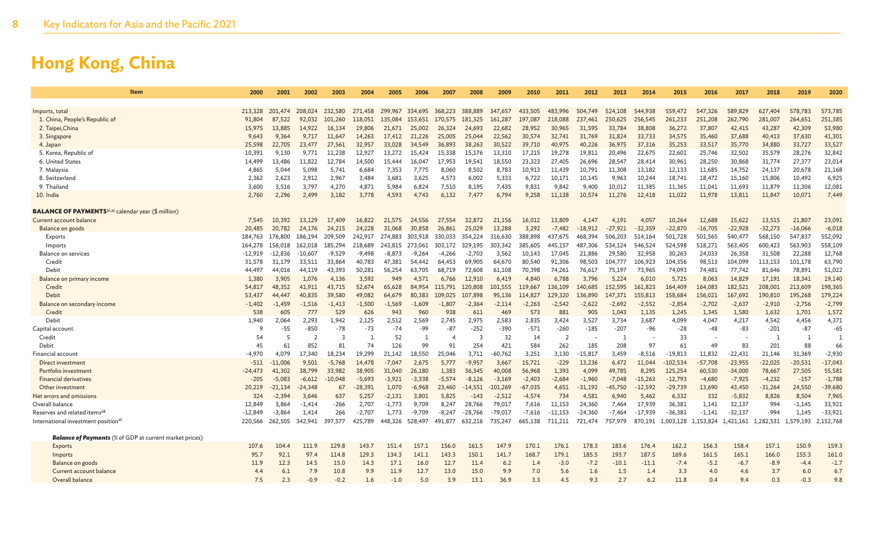# Hong Kong, China

| Item | 2000 | 2001 | 2002 | 2003 | 2004 | 2005 | 2006 | 2007 | 2008 | 2009 | 2010 | 2011 | 2012 | 2013 | 2014 | 2015 | 2016 | 2017 | 2018 | 2019 | 2020 |
|---|---|---|---|---|---|---|---|---|---|---|---|---|---|---|---|---|---|---|---|---|---|
| Imports, total | 213,328 | 201,474 | 208,024 | 232,580 | 271,458 | 299,967 | 334,695 | 368,223 | 388,889 | 347,657 | 433,505 | 483,996 | 504,749 | 524,108 | 544,938 | 559,472 | 547,326 | 589,829 | 627,404 | 578,783 | 573,785 |
| 1. China, People's Republic of | 91,804 | 87,522 | 92,032 | 101,260 | 118,051 | 135,084 | 153,651 | 170,575 | 181,325 | 161,287 | 197,087 | 218,088 | 237,461 | 250,625 | 256,545 | 261,233 | 251,208 | 262,790 | 281,007 | 264,651 | 251,385 |
| 2. Taipei,China | 15,975 | 13,885 | 14,922 | 16,134 | 19,806 | 21,671 | 25,002 | 26,324 | 24,693 | 22,682 | 28,952 | 30,965 | 31,595 | 33,784 | 38,808 | 36,272 | 37,807 | 42,415 | 43,287 | 42,309 | 53,980 |
| 3. Singapore | 9,643 | 9,364 | 9,717 | 11,647 | 14,263 | 17,412 | 21,226 | 25,005 | 25,044 | 22,562 | 30,574 | 32,741 | 31,769 | 31,824 | 33,733 | 34,575 | 35,460 | 37,688 | 40,413 | 37,630 | 41,301 |
| 4. Japan | 25,598 | 22,705 | 23,477 | 27,561 | 32,957 | 33,028 | 34,549 | 36,893 | 38,263 | 30,522 | 39,710 | 40,975 | 40,226 | 36,975 | 37,316 | 35,253 | 33,517 | 35,770 | 34,880 | 33,727 | 33,527 |
| 5. Korea, Republic of | 10,391 | 9,130 | 9,771 | 11,238 | 12,927 | 13,272 | 15,424 | 15,338 | 15,176 | 13,310 | 17,215 | 19,278 | 19,811 | 20,496 | 22,675 | 22,601 | 25,746 | 32,502 | 35,579 | 28,276 | 32,842 |
| 6. United States | 14,499 | 13,486 | 11,822 | 12,784 | 14,500 | 15,444 | 16,047 | 17,953 | 19,541 | 18,550 | 23,323 | 27,405 | 26,696 | 28,547 | 28,414 | 30,961 | 28,250 | 30,868 | 31,774 | 27,377 | 23,014 |
| 7. Malaysia | 4,865 | 5,044 | 5,098 | 5,741 | 6,684 | 7,353 | 7,775 | 8,060 | 8,502 | 8,783 | 10,913 | 11,439 | 10,791 | 11,308 | 13,182 | 12,133 | 11,685 | 14,752 | 24,137 | 20,678 | 21,168 |
| 8. Switzerland | 2,362 | 2,623 | 2,912 | 2,967 | 3,484 | 3,681 | 3,625 | 4,573 | 6,002 | 5,333 | 6,722 | 10,171 | 10,145 | 9,963 | 10,244 | 18,741 | 18,472 | 15,160 | 15,806 | 10,492 | 6,925 |
| 9. Thailand | 3,600 | 3,516 | 3,797 | 4,270 | 4,871 | 5,984 | 6,824 | 7,510 | 8,195 | 7,435 | 9,831 | 9,842 | 9,400 | 10,012 | 11,385 | 11,365 | 11,041 | 11,693 | 11,879 | 11,306 | 12,081 |
| 10. India | 2,760 | 2,296 | 2,499 | 3,182 | 3,778 | 4,593 | 4,743 | 6,132 | 7,477 | 6,794 | 9,258 | 11,138 | 10,574 | 11,276 | 12,418 | 11,022 | 11,978 | 13,811 | 11,847 | 10,071 | 7,449 |
| **BALANCE OF PAYMENTS**[ai,aj] calendar year ($ million) | | | | | | | | | | | | | | | | | | | | | |
| Current account balance | 7,545 | 10,392 | 13,129 | 17,409 | 16,822 | 21,575 | 24,556 | 27,554 | 32,872 | 21,156 | 16,012 | 13,809 | 4,147 | 4,191 | 4,057 | 10,264 | 12,688 | 15,622 | 13,515 | 21,807 | 23,091 |
| Balance on goods | 20,485 | 20,782 | 24,176 | 24,215 | 24,228 | 31,068 | 30,858 | 26,861 | 25,029 | 13,288 | 3,292 | -7,482 | -18,912 | -27,921 | -32,359 | -22,870 | -16,705 | -22,928 | -32,273 | -16,066 | -6,018 |
| Exports | 184,763 | 176,800 | 186,194 | 209,509 | 242,917 | 274,883 | 303,918 | 330,033 | 354,224 | 316,630 | 388,898 | 437,675 | 468,394 | 506,203 | 514,164 | 501,728 | 501,565 | 540,477 | 568,150 | 547,837 | 552,092 |
| Imports | 164,278 | 156,018 | 162,018 | 185,294 | 218,689 | 243,815 | 273,061 | 303,172 | 329,195 | 303,342 | 385,605 | 445,157 | 487,306 | 534,124 | 546,524 | 524,598 | 518,271 | 563,405 | 600,423 | 563,903 | 558,109 |
| Balance on services | -12,919 | -12,836 | -10,607 | -9,529 | -9,498 | -8,873 | -9,264 | -4,266 | -2,703 | 3,562 | 10,143 | 17,045 | 21,886 | 29,580 | 32,958 | 30,263 | 24,033 | 26,358 | 31,508 | 22,288 | 12,768 |
| Credit | 31,578 | 31,179 | 33,511 | 33,864 | 40,783 | 47,381 | 54,442 | 64,453 | 69,905 | 64,670 | 80,540 | 91,306 | 98,503 | 104,777 | 106,923 | 104,356 | 98,513 | 104,099 | 113,153 | 101,178 | 63,790 |
| Debit | 44,497 | 44,016 | 44,119 | 43,393 | 50,281 | 56,254 | 63,705 | 68,719 | 72,608 | 61,108 | 70,398 | 74,261 | 76,617 | 75,197 | 73,965 | 74,093 | 74,481 | 77,742 | 81,646 | 78,891 | 51,022 |
| Balance on primary income | 1,380 | 3,905 | 1,076 | 4,136 | 3,592 | 949 | 4,571 | 6,766 | 12,910 | 6,419 | 4,840 | 6,788 | 3,796 | 5,224 | 6,010 | 5,725 | 8,063 | 14,829 | 17,191 | 18,341 | 19,140 |
| Credit | 54,817 | 48,352 | 41,911 | 43,715 | 52,674 | 65,628 | 84,954 | 115,791 | 120,808 | 101,555 | 119,667 | 136,109 | 140,685 | 152,595 | 161,823 | 164,409 | 164,083 | 182,521 | 208,001 | 213,609 | 198,365 |
| Debit | 53,437 | 44,447 | 40,835 | 39,580 | 49,082 | 64,679 | 80,383 | 109,025 | 107,898 | 95,136 | 114,827 | 129,320 | 136,890 | 147,371 | 155,813 | 158,684 | 156,021 | 167,692 | 190,810 | 195,268 | 179,224 |
| Balance on secondary income | -1,402 | -1,459 | -1,516 | -1,413 | -1,500 | -1,569 | -1,609 | -1,807 | -2,364 | -2,114 | -2,263 | -2,542 | -2,622 | -2,692 | -2,552 | -2,854 | -2,702 | -2,637 | -2,910 | -2,756 | -2,799 |
| Credit | 538 | 605 | 777 | 529 | 626 | 943 | 960 | 938 | 611 | 469 | 573 | 881 | 905 | 1,043 | 1,135 | 1,245 | 1,345 | 1,580 | 1,632 | 1,701 | 1,572 |
| Debit | 1,940 | 2,064 | 2,293 | 1,942 | 2,125 | 2,512 | 2,569 | 2,745 | 2,975 | 2,583 | 2,835 | 3,424 | 3,527 | 3,734 | 3,687 | 4,099 | 4,047 | 4,217 | 4,542 | 4,456 | 4,371 |
| Capital account | 9 | -55 | -850 | -78 | -73 | -74 | -99 | -87 | -252 | -390 | -571 | -260 | -185 | -207 | -96 | -28 | -48 | -83 | -201 | -87 | -65 |
| Credit | 54 | 5 | 2 | 3 | 1 | 52 | 1 | 4 | 3 | 32 | 14 | 2 | – | 1 | – | 33 | – | – | 1 | 1 | 1 |
| Debit | 45 | 61 | 852 | 81 | 74 | 126 | 99 | 91 | 254 | 421 | 584 | 262 | 185 | 208 | 97 | 61 | 49 | 83 | 201 | 88 | 66 |
| Financial account | -4,970 | 4,079 | 17,340 | 18,234 | 19,299 | 21,142 | 18,550 | 25,046 | 3,711 | -60,762 | 3,251 | 3,130 | -15,817 | 3,459 | -8,516 | -19,813 | 11,832 | -22,431 | 21,146 | 31,369 | -2,930 |
| Direct investment | -511 | -11,006 | 9,501 | -5,768 | 14,478 | -7,047 | 2,675 | 5,777 | -9,957 | 3,667 | 15,721 | -229 | 13,236 | 6,472 | 11,044 | -102,534 | -57,708 | -23,955 | -22,025 | -20,531 | -17,043 |
| Portfolio investment | -24,473 | 41,302 | 38,799 | 33,982 | 38,905 | 31,040 | 26,180 | 1,383 | 36,345 | 40,008 | 56,968 | 1,393 | 4,099 | 49,785 | 8,295 | 125,254 | 60,530 | -34,000 | 78,667 | 27,505 | 55,581 |
| Financial derivatives | -205 | -5,083 | -6,612 | -10,048 | -5,693 | -3,921 | -3,338 | -5,574 | -8,126 | -3,169 | -2,403 | -2,684 | -1,960 | -7,048 | -15,263 | -12,793 | -4,680 | -7,925 | -4,232 | -157 | -1,788 |
| Other investment | 20,219 | -21,134 | -24,348 | 67 | -28,391 | 1,070 | -6,968 | 23,460 | -14,551 | -101,269 | -67,035 | 4,651 | -31,192 | -45,750 | -12,592 | -29,739 | 13,690 | 43,450 | -31,264 | 24,550 | -39,680 |
| Net errors and omissions | 324 | -2,394 | 3,646 | 637 | 5,257 | -2,131 | 3,801 | 5,825 | -143 | -2,512 | -4,574 | 734 | 4,581 | 6,940 | 5,462 | 6,332 | 332 | -5,832 | 8,826 | 8,504 | 7,965 |
| Overall balance | 12,849 | 3,864 | -1,414 | -266 | 2,707 | -1,773 | 9,709 | 8,247 | 28,766 | 79,017 | 7,616 | 11,153 | 24,360 | 7,464 | 17,939 | 36,381 | 1,141 | 32,137 | 994 | -1,145 | 33,921 |
| Reserves and related items[ak] | -12,849 | -3,864 | 1,414 | 266 | -2,707 | 1,773 | -9,709 | -8,247 | -28,766 | -79,017 | -7,616 | -11,153 | -24,360 | -7,464 | -17,939 | -36,381 | -1,141 | -32,137 | -994 | 1,145 | -33,921 |
| International investment position[al] | 220,566 | 262,505 | 342,941 | 397,577 | 425,789 | 448,326 | 528,497 | 491,877 | 632,216 | 735,247 | 665,138 | 711,211 | 721,474 | 757,979 | 870,191 | 1,003,128 | 1,153,824 | 1,421,161 | 1,282,531 | 1,579,193 | 2,152,768 |
| ***Balance of Payments*** (% of GDP at current market prices) | | | | | | | | | | | | | | | | | | | | | |
| Exports | 107.6 | 104.4 | 111.9 | 129.8 | 143.7 | 151.4 | 157.1 | 156.0 | 161.5 | 147.9 | 170.1 | 176.1 | 178.3 | 183.6 | 176.4 | 162.2 | 156.3 | 158.4 | 157.1 | 150.9 | 159.3 |
| Imports | 95.7 | 92.1 | 97.4 | 114.8 | 129.3 | 134.3 | 141.1 | 143.3 | 150.1 | 141.7 | 168.7 | 179.1 | 185.5 | 193.7 | 187.5 | 169.6 | 161.5 | 165.1 | 166.0 | 155.3 | 161.0 |
| Balance on goods | 11.9 | 12.3 | 14.5 | 15.0 | 14.3 | 17.1 | 16.0 | 12.7 | 11.4 | 6.2 | 1.4 | -3.0 | -7.2 | -10.1 | -11.1 | -7.4 | -5.2 | -6.7 | -8.9 | -4.4 | -1.7 |
| Current account balance | 4.4 | 6.1 | 7.9 | 10.8 | 9.9 | 11.9 | 12.7 | 13.0 | 15.0 | 9.9 | 7.0 | 5.6 | 1.6 | 1.5 | 1.4 | 3.3 | 4.0 | 4.6 | 3.7 | 6.0 | 6.7 |
| Overall balance | 7.5 | 2.3 | -0.9 | -0.2 | 1.6 | -1.0 | 5.0 | 3.9 | 13.1 | 36.9 | 3.3 | 4.5 | 9.3 | 2.7 | 6.2 | 11.8 | 0.4 | 9.4 | 0.3 | -0.3 | 9.8 |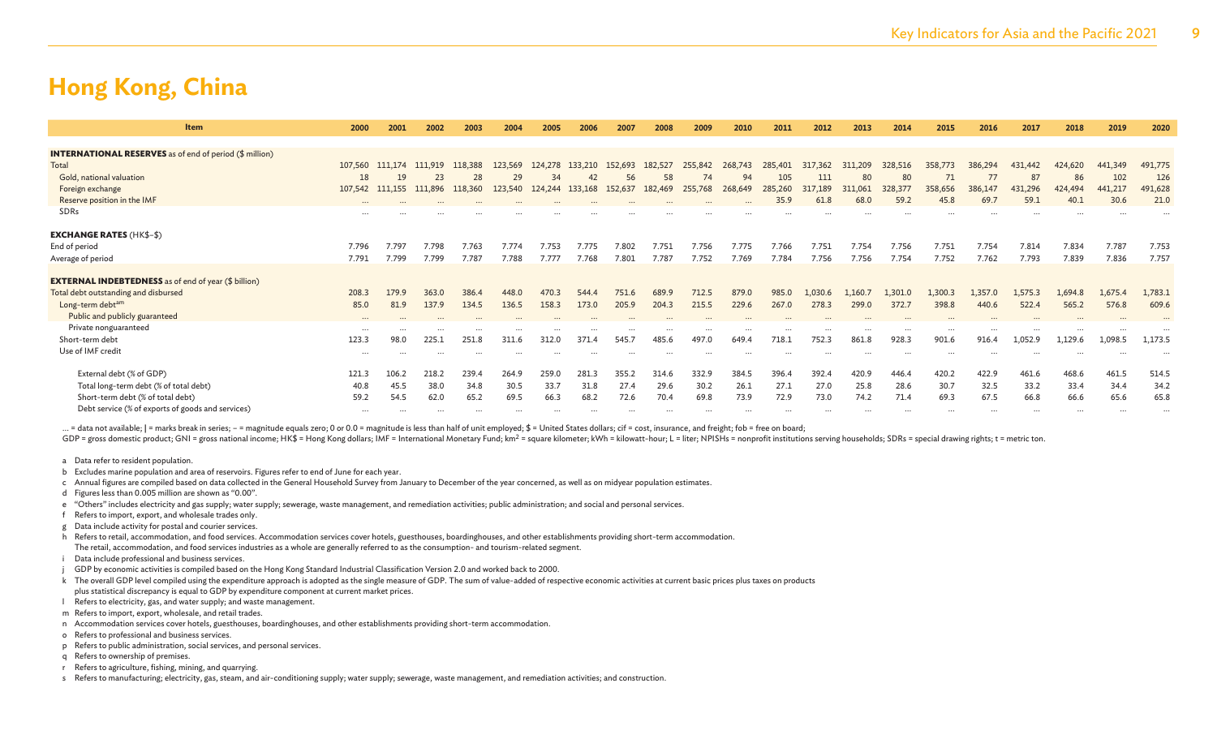# Hong Kong, China

| Item | 2000 | 2001 | 2002 | 2003 | 2004 | 2005 | 2006 | 2007 | 2008 | 2009 | 2010 | 2011 | 2012 | 2013 | 2014 | 2015 | 2016 | 2017 | 2018 | 2019 | 2020 |
|---|---|---|---|---|---|---|---|---|---|---|---|---|---|---|---|---|---|---|---|---|---|
| **INTERNATIONAL RESERVES** as of end of period ($ million) | | | | | | | | | | | | | | | | | | | | | |
| Total | 107,560 | 111,174 | 111,919 | 118,388 | 123,569 | 124,278 | 133,210 | 152,693 | 182,527 | 255,842 | 268,743 | 285,401 | 317,362 | 311,209 | 328,516 | 358,773 | 386,294 | 431,442 | 424,620 | 441,349 | 491,775 |
| Gold, national valuation | 18 | 19 | 23 | 28 | 29 | 34 | 42 | 56 | 58 | 74 | 94 | 105 | 111 | 80 | 80 | 71 | 77 | 87 | 86 | 102 | 126 |
| Foreign exchange | 107,542 | 111,155 | 111,896 | 118,360 | 123,540 | 124,244 | 133,168 | 152,637 | 182,469 | 255,768 | 268,649 | 285,260 | 317,189 | 311,061 | 328,377 | 358,656 | 386,147 | 431,296 | 424,494 | 441,217 | 491,628 |
| Reserve position in the IMF | ... | ... | ... | ... | ... | ... | ... | ... | ... | ... | ... | 35.9 | 61.8 | 68.0 | 59.2 | 45.8 | 69.7 | 59.1 | 40.1 | 30.6 | 21.0 |
| SDRs | ... | ... | ... | ... | ... | ... | ... | ... | ... | ... | ... | ... | ... | ... | ... | ... | ... | ... | ... | ... | ... |
| **EXCHANGE RATES** (HK$–$) | | | | | | | | | | | | | | | | | | | | | |
| End of period | 7.796 | 7.797 | 7.798 | 7.763 | 7.774 | 7.753 | 7.775 | 7.802 | 7.751 | 7.756 | 7.775 | 7.766 | 7.751 | 7.754 | 7.756 | 7.751 | 7.754 | 7.814 | 7.834 | 7.787 | 7.753 |
| Average of period | 7.791 | 7.799 | 7.799 | 7.787 | 7.788 | 7.777 | 7.768 | 7.801 | 7.787 | 7.752 | 7.769 | 7.784 | 7.756 | 7.756 | 7.754 | 7.752 | 7.762 | 7.793 | 7.839 | 7.836 | 7.757 |
| **EXTERNAL INDEBTEDNESS** as of end of year ($ billion) | | | | | | | | | | | | | | | | | | | | | |
| Total debt outstanding and disbursed | 208.3 | 179.9 | 363.0 | 386.4 | 448.0 | 470.3 | 544.4 | 751.6 | 689.9 | 712.5 | 879.0 | 985.0 | 1,030.6 | 1,160.7 | 1,301.0 | 1,300.3 | 1,357.0 | 1,575.3 | 1,694.8 | 1,675.4 | 1,783.1 |
| Long-term debt[am] | 85.0 | 81.9 | 137.9 | 134.5 | 136.5 | 158.3 | 173.0 | 205.9 | 204.3 | 215.5 | 229.6 | 267.0 | 278.3 | 299.0 | 372.7 | 398.8 | 440.6 | 522.4 | 565.2 | 576.8 | 609.6 |
| Public and publicly guaranteed | ... | ... | ... | ... | ... | ... | ... | ... | ... | ... | ... | ... | ... | ... | ... | ... | ... | ... | ... | ... | ... |
| Private nonguaranteed | ... | ... | ... | ... | ... | ... | ... | ... | ... | ... | ... | ... | ... | ... | ... | ... | ... | ... | ... | ... | ... |
| Short-term debt | 123.3 | 98.0 | 225.1 | 251.8 | 311.6 | 312.0 | 371.4 | 545.7 | 485.6 | 497.0 | 649.4 | 718.1 | 752.3 | 861.8 | 928.3 | 901.6 | 916.4 | 1,052.9 | 1,129.6 | 1,098.5 | 1,173.5 |
| Use of IMF credit | ... | ... | ... | ... | ... | ... | ... | ... | ... | ... | ... | ... | ... | ... | ... | ... | ... | ... | ... | ... | ... |
| External debt (% of GDP) | 121.3 | 106.2 | 218.2 | 239.4 | 264.9 | 259.0 | 281.3 | 355.2 | 314.6 | 332.9 | 384.5 | 396.4 | 392.4 | 420.9 | 446.4 | 420.2 | 422.9 | 461.6 | 468.6 | 461.5 | 514.5 |
| Total long-term debt (% of total debt) | 40.8 | 45.5 | 38.0 | 34.8 | 30.5 | 33.7 | 31.8 | 27.4 | 29.6 | 30.2 | 26.1 | 27.1 | 27.0 | 25.8 | 28.6 | 30.7 | 32.5 | 33.2 | 33.4 | 34.4 | 34.2 |
| Short-term debt (% of total debt) | 59.2 | 54.5 | 62.0 | 65.2 | 69.5 | 66.3 | 68.2 | 72.6 | 70.4 | 69.8 | 73.9 | 72.9 | 73.0 | 74.2 | 71.4 | 69.3 | 67.5 | 66.8 | 66.6 | 65.6 | 65.8 |
| Debt service (% of exports of goods and services) | ... | ... | ... | ... | ... | ... | ... | ... | ... | ... | ... | ... | ... | ... | ... | ... | ... | ... | ... | ... | ... |

... = data not available; | = marks break in series; – = magnitude equals zero; 0 or 0.0 = magnitude is less than half of unit employed; $ = United States dollars; cif = cost, insurance, and freight; fob = free on board;
GDP = gross domestic product; GNI = gross national income; HK$ = Hong Kong dollars; IMF = International Monetary Fund; km² = square kilometer; kWh = kilowatt-hour; L = liter; NPISHs = nonprofit institutions serving households; SDRs = special drawing rights; t = metric ton.

a Data refer to resident population.
b Excludes marine population and area of reservoirs. Figures refer to end of June for each year.
c Annual figures are compiled based on data collected in the General Household Survey from January to December of the year concerned, as well as on midyear population estimates.
d Figures less than 0.005 million are shown as "0.00".
e "Others" includes electricity and gas supply; water supply; sewerage, waste management, and remediation activities; public administration; and social and personal services.
f Refers to import, export, and wholesale trades only.
g Data include activity for postal and courier services.
h Refers to retail, accommodation, and food services. Accommodation services cover hotels, guesthouses, boardinghouses, and other establishments providing short-term accommodation.
The retail, accommodation, and food services industries as a whole are generally referred to as the consumption- and tourism-related segment.
i Data include professional and business services.
j GDP by economic activities is compiled based on the Hong Kong Standard Industrial Classification Version 2.0 and worked back to 2000.
k The overall GDP level compiled using the expenditure approach is adopted as the single measure of GDP. The sum of value-added of respective economic activities at current basic prices plus taxes on products
plus statistical discrepancy is equal to GDP by expenditure component at current market prices.
l Refers to electricity, gas, and water supply; and waste management.
m Refers to import, export, wholesale, and retail trades.
n Accommodation services cover hotels, guesthouses, boardinghouses, and other establishments providing short-term accommodation.
o Refers to professional and business services.
p Refers to public administration, social services, and personal services.
q Refers to ownership of premises.
r Refers to agriculture, fishing, mining, and quarrying.
s Refers to manufacturing; electricity, gas, steam, and air-conditioning supply; water supply; sewerage, waste management, and remediation activities; and construction.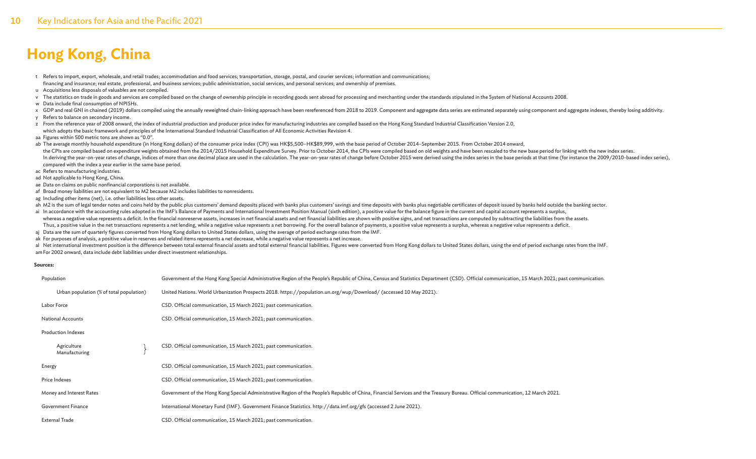# Hong Kong, China

- t Refers to import, export, wholesale, and retail trades; accommodation and food services; transportation, storage, postal, and courier services; information and communications; financing and insurance; real estate, professional, and business services; public administration, social services, and personal services; and ownership of premises.
- u Acquisitions less disposals of valuables are not compiled.
- v The statistics on trade in goods and services are compiled based on the change of ownership principle in recording goods sent abroad for processing and merchanting under the standards stipulated in the System of National Accounts 2008.
- w Data include final consumption of NPISHs.
- x GDP and real GNI in chained (2019) dollars compiled using the annually reweighted chain-linking approach have been rereferenced from 2018 to 2019. Component and aggregate data series are estimated separately using component and aggregate indexes, thereby losing additivity.
- y Refers to balance on secondary income.
- z From the reference year of 2008 onward, the index of industrial production and producer price index for manufacturing industries are compiled based on the Hong Kong Standard Industrial Classification Version 2.0, which adopts the basic framework and principles of the International Standard Industrial Classification of All Economic Activities Revision 4.
- aa Figures within 500 metric tons are shown as "0.0".
- ab The average monthly household expenditure (in Hong Kong dollars) of the consumer price index (CPI) was HK$5,500–HK$89,999, with the base period of October 2014–September 2015. From October 2014 onward, the CPIs are compiled based on expenditure weights obtained from the 2014/2015 Household Expenditure Survey. Prior to October 2014, the CPIs were compiled based on old weights and have been rescaled to the new base period for linking with the new index series. In deriving the year-on-year rates of change, indices of more than one decimal place are used in the calculation. The year-on-year rates of change before October 2015 were derived using the index series in the base periods at that time (for instance the 2009/2010-based index series), compared with the index a year earlier in the same base period.
- ac Refers to manufacturing industries.
- ad Not applicable to Hong Kong, China.
- ae Data on claims on public nonfinancial corporations is not available.
- af Broad money liabilities are not equivalent to M2 because M2 includes liabilities to nonresidents.
- ag Including other items (net), i.e. other liabilities less other assets.
- ah M2 is the sum of legal tender notes and coins held by the public plus customers' demand deposits placed with banks plus customers' savings and time deposits with banks plus negotiable certificates of deposit issued by banks held outside the banking sector.
- ai In accordance with the accounting rules adopted in the IMF's Balance of Payments and International Investment Position Manual (sixth edition), a positive value for the balance figure in the current and capital account represents a surplus, whereas a negative value represents a deficit. In the financial nonreserve assets, increases in net financial assets and net financial liabilities are shown with positive signs, and net transactions are computed by subtracting the liabilities from the assets. Thus, a positive value in the net transactions represents a net lending, while a negative value represents a net borrowing. For the overall balance of payments, a positive value represents a surplus, whereas a negative value represents a deficit.
- aj Data are the sum of quarterly figures converted from Hong Kong dollars to United States dollars, using the average of period exchange rates from the IMF.
- ak For purposes of analysis, a positive value in reserves and related items represents a net decrease, while a negative value represents a net increase.
- al Net international investment position is the difference between total external financial assets and total external financial liabilities. Figures were converted from Hong Kong dollars to United States dollars, using the end of period exchange rates from the IMF.
- am For 2002 onward, data include debt liabilities under direct investment relationships.

**Sources:**

| | |
|---|---|
| Population | Government of the Hong Kong Special Administrative Region of the People's Republic of China, Census and Statistics Department (CSD). Official communication, 15 March 2021; past communication. |
| Urban population (% of total population) | United Nations. World Urbanization Prospects 2018. https://population.un.org/wup/Download/ (accessed 10 May 2021). |
| Labor Force | CSD. Official communication, 15 March 2021; past communication. |
| National Accounts | CSD. Official communication, 15 March 2021; past communication. |
| Production Indexes | |
| Agriculture<br>Manufacturing | CSD. Official communication, 15 March 2021; past communication. |
| Energy | CSD. Official communication, 15 March 2021; past communication. |
| Price Indexes | CSD. Official communication, 15 March 2021; past communication. |
| Money and Interest Rates | Government of the Hong Kong Special Administrative Region of the People's Republic of China, Financial Services and the Treasury Bureau. Official communication, 12 March 2021. |
| Government Finance | International Monetary Fund (IMF). Government Finance Statistics. http://data.imf.org/gfs (accessed 2 June 2021). |
| External Trade | CSD. Official communication, 15 March 2021; past communication. |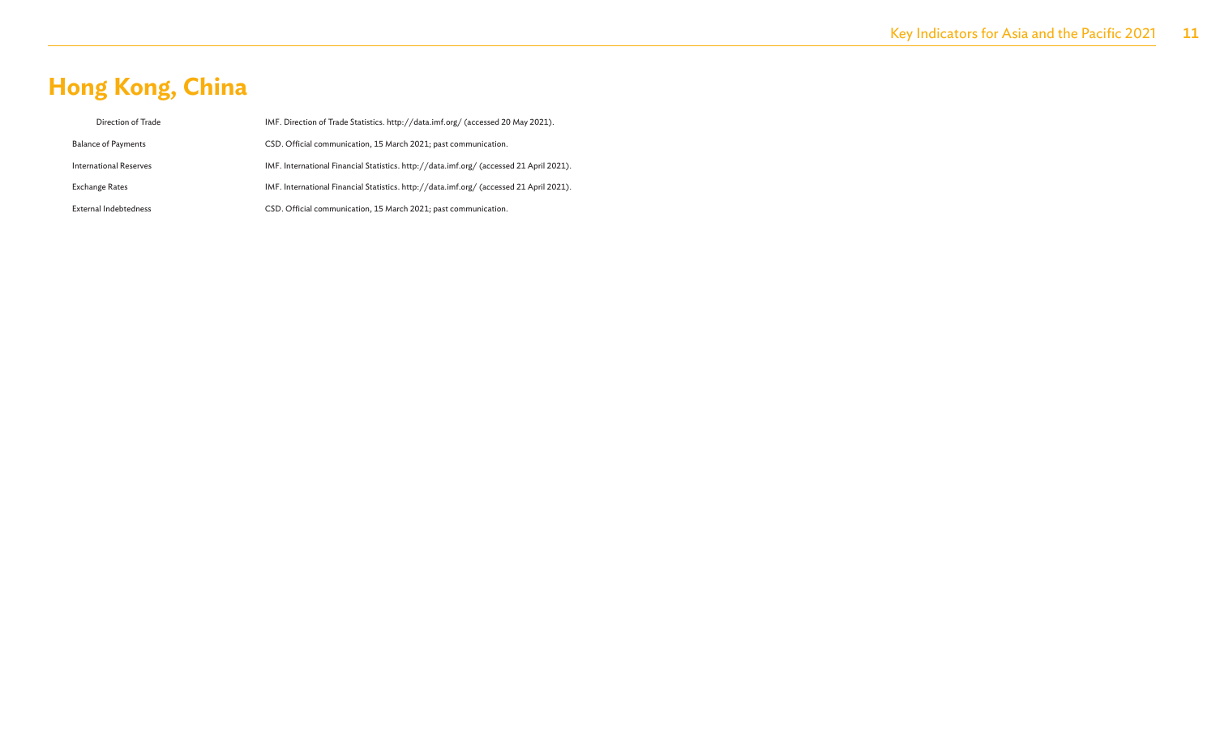# Hong Kong, China

| | |
|---|---|
| Direction of Trade | IMF. Direction of Trade Statistics. http://data.imf.org/ (accessed 20 May 2021). |
| Balance of Payments | CSD. Official communication, 15 March 2021; past communication. |
| International Reserves | IMF. International Financial Statistics. http://data.imf.org/ (accessed 21 April 2021). |
| Exchange Rates | IMF. International Financial Statistics. http://data.imf.org/ (accessed 21 April 2021). |
| External Indebtedness | CSD. Official communication, 15 March 2021; past communication. |